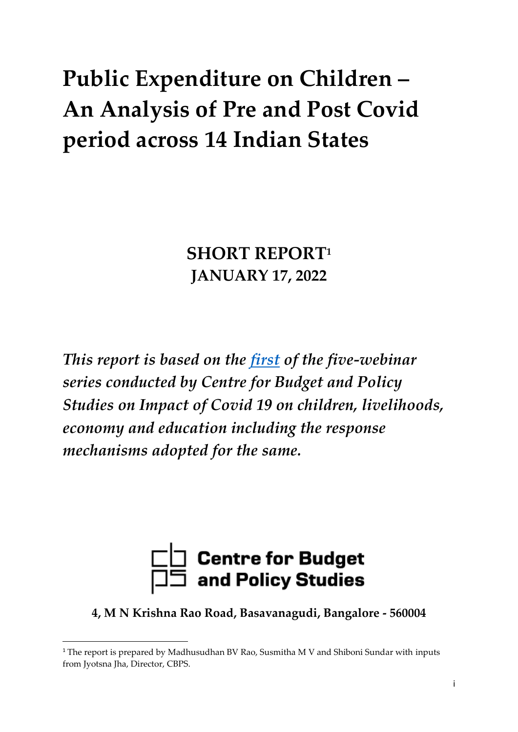# Public Expenditure on Children – An Analysis of Pre and Post Covid period across 14 Indian States

**SHORT REPORT[1]**
**JANUARY 17, 2022**

***This report is based on the [first] of the five-webinar series conducted by Centre for Budget and Policy Studies on Impact of Covid 19 on children, livelihoods, economy and education including the response mechanisms adopted for the same.***

**Centre for Budget and Policy Studies**

**4, M N Krishna Rao Road, Basavanagudi, Bangalore - 560004**

[1] The report is prepared by Madhusudhan BV Rao, Susmitha M V and Shiboni Sundar with inputs from Jyotsna Jha, Director, CBPS.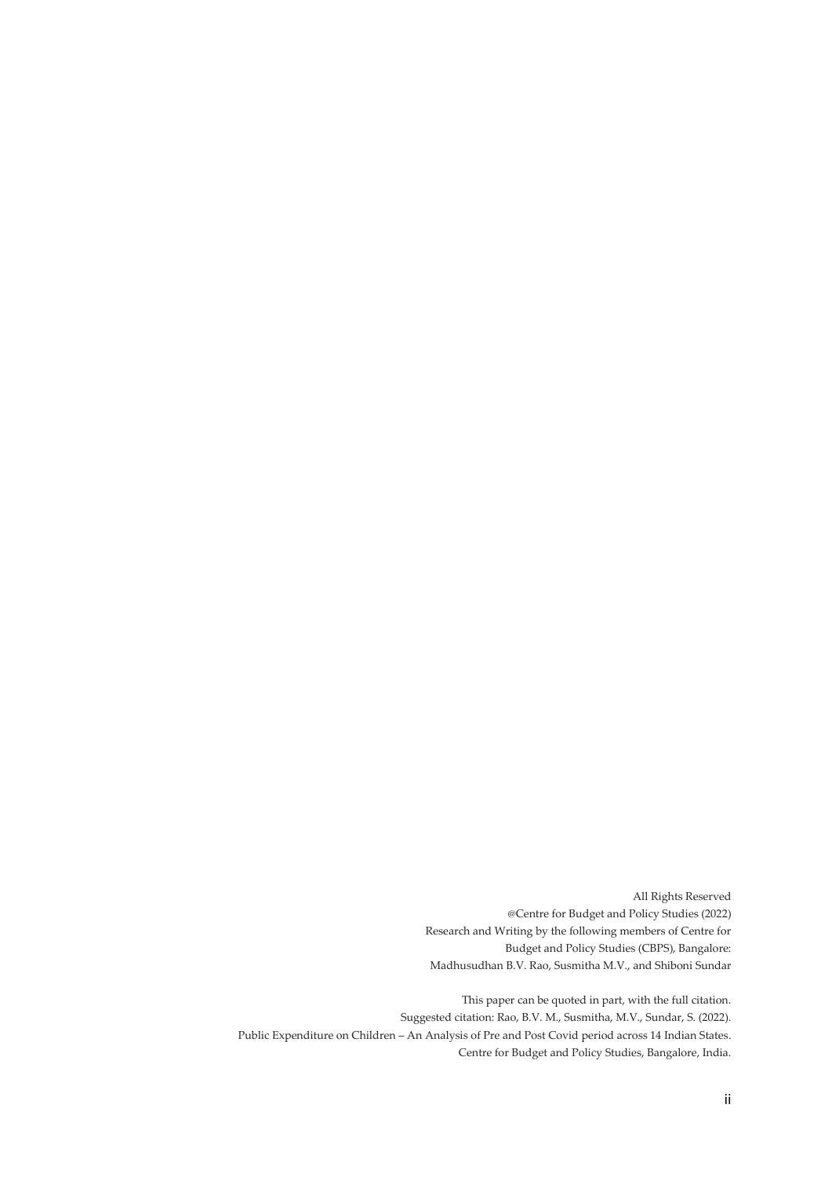All Rights Reserved

@Centre for Budget and Policy Studies (2022)

Research and Writing by the following members of Centre for Budget and Policy Studies (CBPS), Bangalore:

Madhusudhan B.V. Rao, Susmitha M.V., and Shiboni Sundar

This paper can be quoted in part, with the full citation.

Suggested citation: Rao, B.V. M., Susmitha, M.V., Sundar, S. (2022).

Public Expenditure on Children – An Analysis of Pre and Post Covid period across 14 Indian States.

Centre for Budget and Policy Studies, Bangalore, India.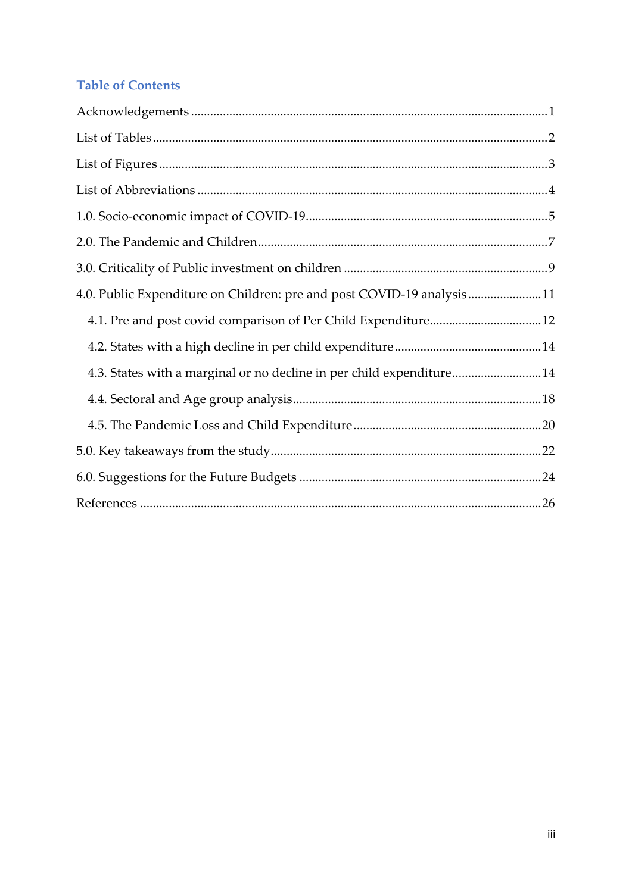## Table of Contents

Acknowledgements ....................................................................................................... 1

List of Tables ................................................................................................................ 2

List of Figures .............................................................................................................. 3

List of Abbreviations ................................................................................................... 4

1.0. Socio-economic impact of COVID-19 ................................................................. 5

2.0. The Pandemic and Children ................................................................................ 7

3.0. Criticality of Public investment on children ..................................................... 9

4.0. Public Expenditure on Children: pre and post COVID-19 analysis ................. 11

- 4.1. Pre and post covid comparison of Per Child Expenditure ............................ 12
- 4.2. States with a high decline in per child expenditure ....................................... 14
- 4.3. States with a marginal or no decline in per child expenditure ....................... 14
- 4.4. Sectoral and Age group analysis ..................................................................... 18
- 4.5. The Pandemic Loss and Child Expenditure .................................................... 20

5.0. Key takeaways from the study ........................................................................... 22

6.0. Suggestions for the Future Budgets ................................................................... 24

References ................................................................................................................... 26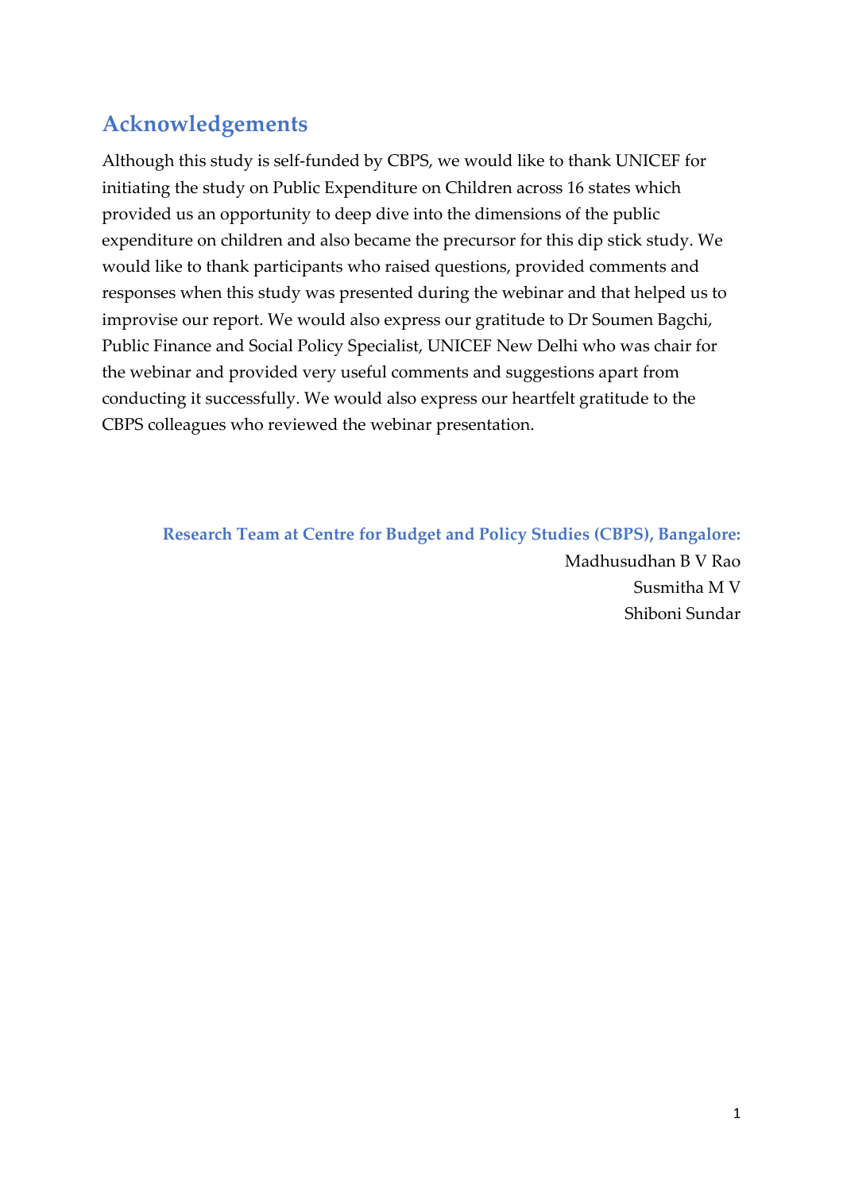## Acknowledgements

Although this study is self-funded by CBPS, we would like to thank UNICEF for initiating the study on Public Expenditure on Children across 16 states which provided us an opportunity to deep dive into the dimensions of the public expenditure on children and also became the precursor for this dip stick study. We would like to thank participants who raised questions, provided comments and responses when this study was presented during the webinar and that helped us to improvise our report. We would also express our gratitude to Dr Soumen Bagchi, Public Finance and Social Policy Specialist, UNICEF New Delhi who was chair for the webinar and provided very useful comments and suggestions apart from conducting it successfully. We would also express our heartfelt gratitude to the CBPS colleagues who reviewed the webinar presentation.

**Research Team at Centre for Budget and Policy Studies (CBPS), Bangalore:**

Madhusudhan B V Rao
Susmitha M V
Shiboni Sundar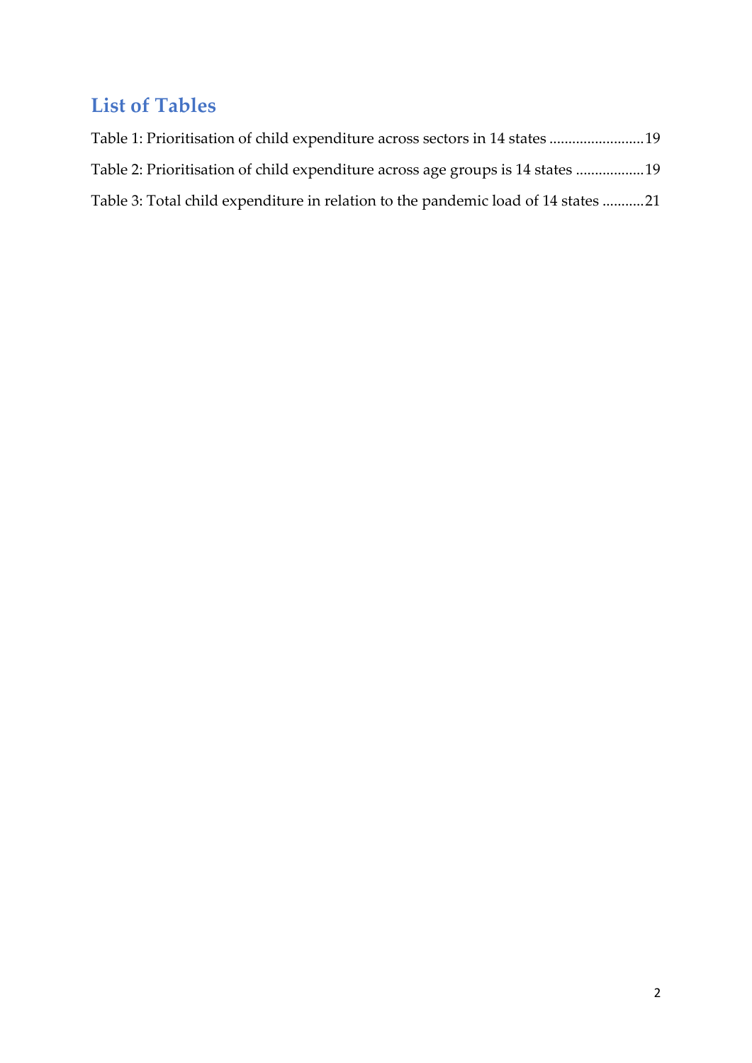## List of Tables

Table 1: Prioritisation of child expenditure across sectors in 14 states .........................19

Table 2: Prioritisation of child expenditure across age groups is 14 states ..................19

Table 3: Total child expenditure in relation to the pandemic load of 14 states ...........21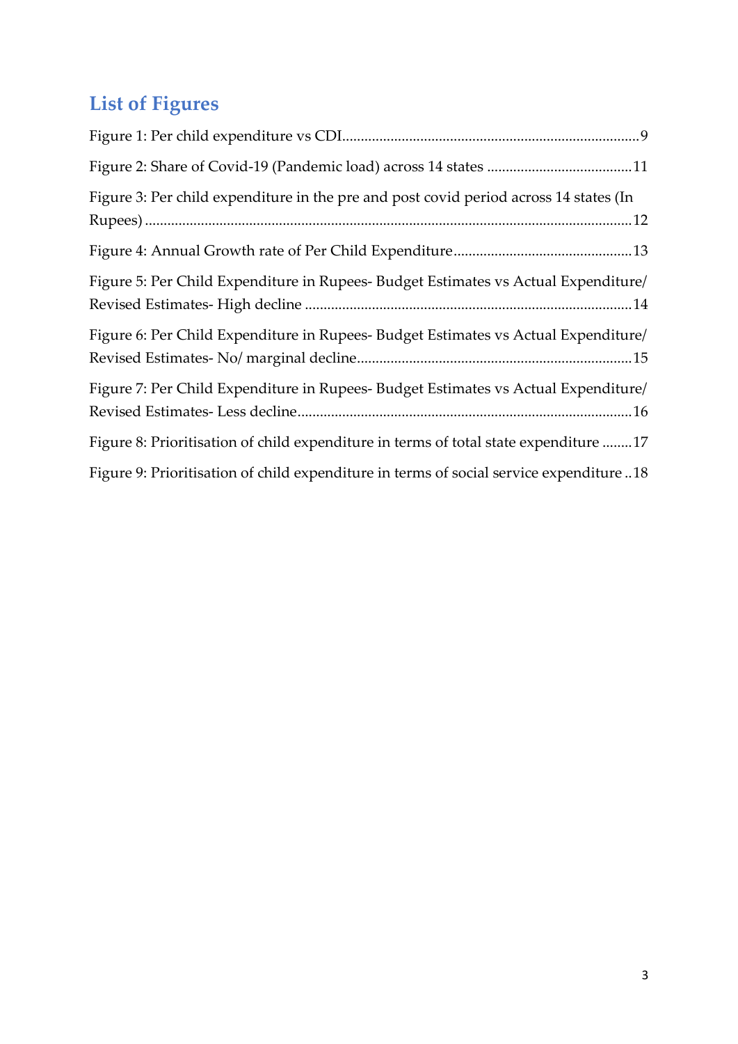## List of Figures

Figure 1: Per child expenditure vs CDI ........ 9

Figure 2: Share of Covid-19 (Pandemic load) across 14 states ........ 11

Figure 3: Per child expenditure in the pre and post covid period across 14 states (In Rupees) ........ 12

Figure 4: Annual Growth rate of Per Child Expenditure ........ 13

Figure 5: Per Child Expenditure in Rupees- Budget Estimates vs Actual Expenditure/ Revised Estimates- High decline ........ 14

Figure 6: Per Child Expenditure in Rupees- Budget Estimates vs Actual Expenditure/ Revised Estimates- No/ marginal decline ........ 15

Figure 7: Per Child Expenditure in Rupees- Budget Estimates vs Actual Expenditure/ Revised Estimates- Less decline ........ 16

Figure 8: Prioritisation of child expenditure in terms of total state expenditure ........ 17

Figure 9: Prioritisation of child expenditure in terms of social service expenditure ........ 18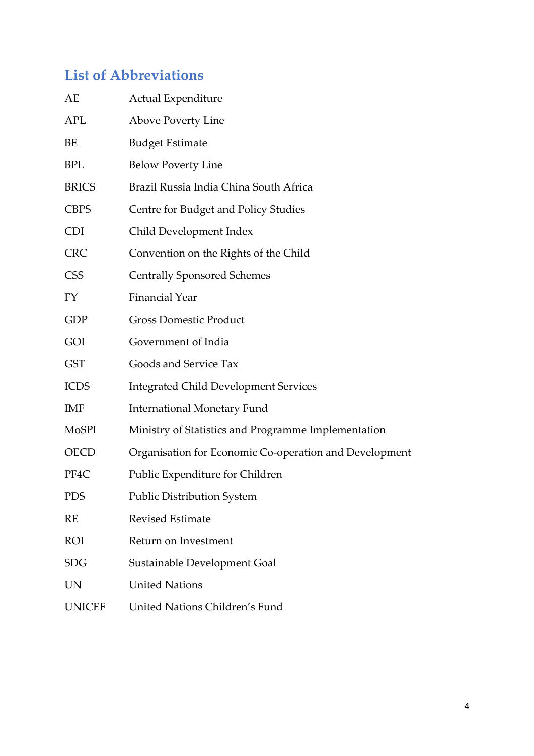## List of Abbreviations

| | |
|---|---|
| AE | Actual Expenditure |
| APL | Above Poverty Line |
| BE | Budget Estimate |
| BPL | Below Poverty Line |
| BRICS | Brazil Russia India China South Africa |
| CBPS | Centre for Budget and Policy Studies |
| CDI | Child Development Index |
| CRC | Convention on the Rights of the Child |
| CSS | Centrally Sponsored Schemes |
| FY | Financial Year |
| GDP | Gross Domestic Product |
| GOI | Government of India |
| GST | Goods and Service Tax |
| ICDS | Integrated Child Development Services |
| IMF | International Monetary Fund |
| MoSPI | Ministry of Statistics and Programme Implementation |
| OECD | Organisation for Economic Co-operation and Development |
| PF4C | Public Expenditure for Children |
| PDS | Public Distribution System |
| RE | Revised Estimate |
| ROI | Return on Investment |
| SDG | Sustainable Development Goal |
| UN | United Nations |
| UNICEF | United Nations Children's Fund |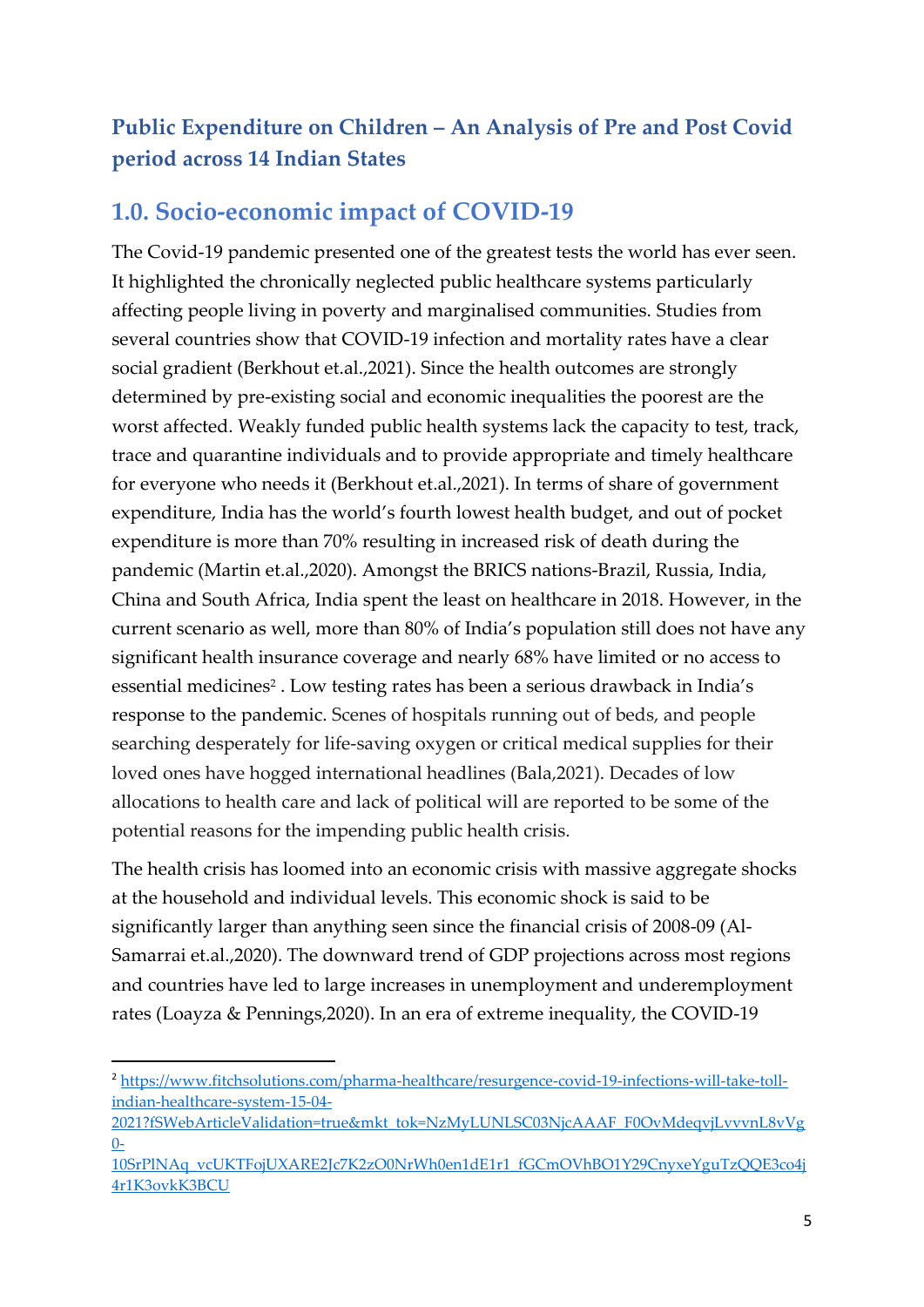## Public Expenditure on Children – An Analysis of Pre and Post Covid period across 14 Indian States

## 1.0. Socio-economic impact of COVID-19

The Covid-19 pandemic presented one of the greatest tests the world has ever seen. It highlighted the chronically neglected public healthcare systems particularly affecting people living in poverty and marginalised communities. Studies from several countries show that COVID-19 infection and mortality rates have a clear social gradient (Berkhout et.al.,2021). Since the health outcomes are strongly determined by pre-existing social and economic inequalities the poorest are the worst affected. Weakly funded public health systems lack the capacity to test, track, trace and quarantine individuals and to provide appropriate and timely healthcare for everyone who needs it (Berkhout et.al.,2021). In terms of share of government expenditure, India has the world's fourth lowest health budget, and out of pocket expenditure is more than 70% resulting in increased risk of death during the pandemic (Martin et.al.,2020). Amongst the BRICS nations-Brazil, Russia, India, China and South Africa, India spent the least on healthcare in 2018. However, in the current scenario as well, more than 80% of India's population still does not have any significant health insurance coverage and nearly 68% have limited or no access to essential medicines[2] . Low testing rates has been a serious drawback in India's response to the pandemic. Scenes of hospitals running out of beds, and people searching desperately for life-saving oxygen or critical medical supplies for their loved ones have hogged international headlines (Bala,2021). Decades of low allocations to health care and lack of political will are reported to be some of the potential reasons for the impending public health crisis.

The health crisis has loomed into an economic crisis with massive aggregate shocks at the household and individual levels. This economic shock is said to be significantly larger than anything seen since the financial crisis of 2008-09 (Al-Samarrai et.al.,2020). The downward trend of GDP projections across most regions and countries have led to large increases in unemployment and underemployment rates (Loayza & Pennings,2020). In an era of extreme inequality, the COVID-19

---

[2] https://www.fitchsolutions.com/pharma-healthcare/resurgence-covid-19-infections-will-take-toll-indian-healthcare-system-15-04-2021?fSWebArticleValidation=true&mkt_tok=NzMyLUNLSC03NjcAAAF_F0OvMdeqvjLvvvnL8vVg0-10SrPlNAq_vcUKTFojUXARE2Jc7K2zO0NrWh0en1dE1r1_fGCmOVhBO1Y29CnyxeYguTzQQE3co4j4r1K3ovkK3BCU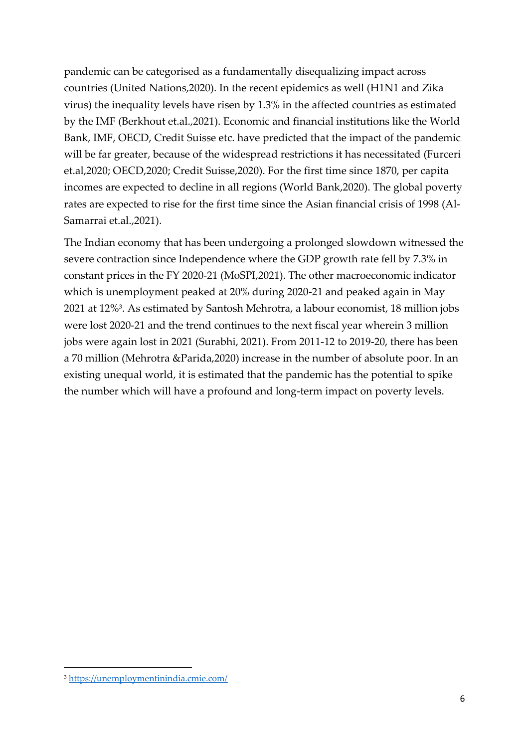pandemic can be categorised as a fundamentally disequalizing impact across countries (United Nations,2020). In the recent epidemics as well (H1N1 and Zika virus) the inequality levels have risen by 1.3% in the affected countries as estimated by the IMF (Berkhout et.al.,2021). Economic and financial institutions like the World Bank, IMF, OECD, Credit Suisse etc. have predicted that the impact of the pandemic will be far greater, because of the widespread restrictions it has necessitated (Furceri et.al,2020; OECD,2020; Credit Suisse,2020). For the first time since 1870, per capita incomes are expected to decline in all regions (World Bank,2020). The global poverty rates are expected to rise for the first time since the Asian financial crisis of 1998 (Al-Samarrai et.al.,2021).

The Indian economy that has been undergoing a prolonged slowdown witnessed the severe contraction since Independence where the GDP growth rate fell by 7.3% in constant prices in the FY 2020-21 (MoSPI,2021). The other macroeconomic indicator which is unemployment peaked at 20% during 2020-21 and peaked again in May 2021 at 12%[3]. As estimated by Santosh Mehrotra, a labour economist, 18 million jobs were lost 2020-21 and the trend continues to the next fiscal year wherein 3 million jobs were again lost in 2021 (Surabhi, 2021). From 2011-12 to 2019-20, there has been a 70 million (Mehrotra &Parida,2020) increase in the number of absolute poor. In an existing unequal world, it is estimated that the pandemic has the potential to spike the number which will have a profound and long-term impact on poverty levels.

[3] https://unemploymentinindia.cmie.com/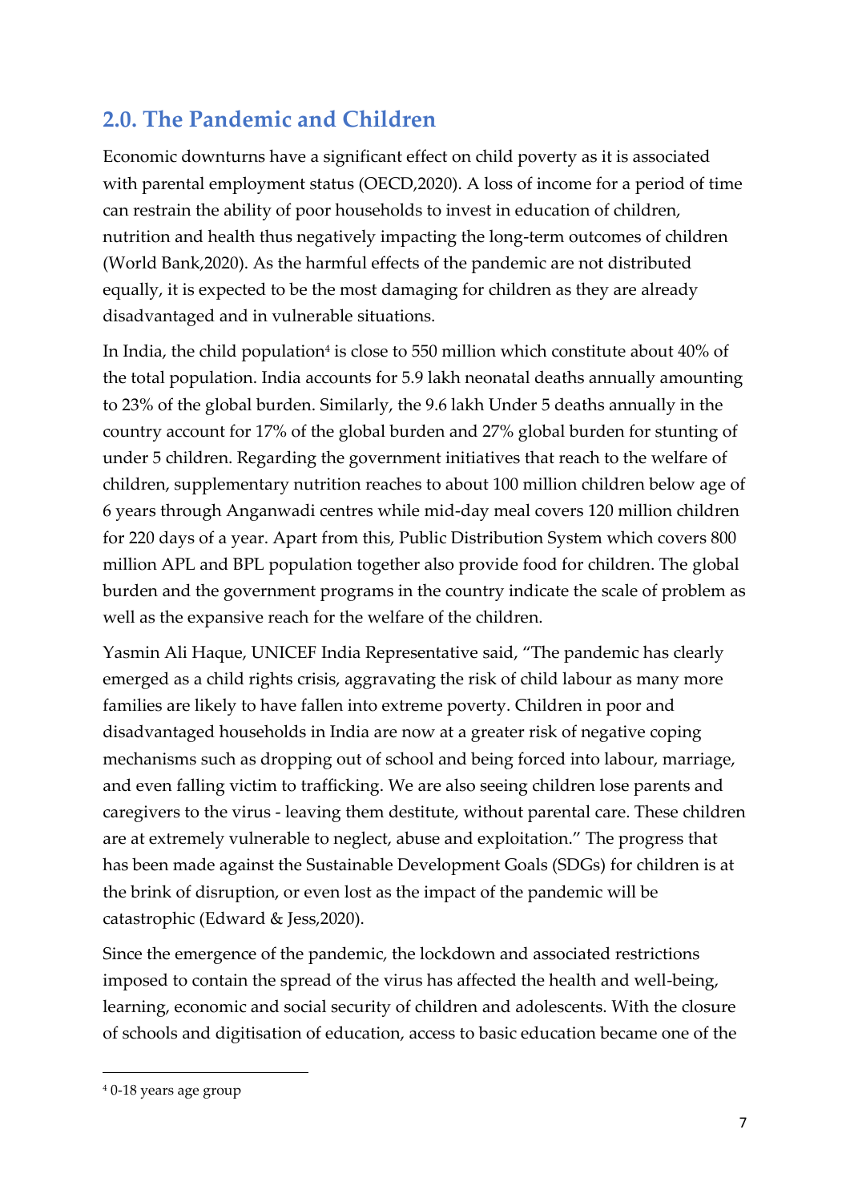## 2.0. The Pandemic and Children

Economic downturns have a significant effect on child poverty as it is associated with parental employment status (OECD,2020). A loss of income for a period of time can restrain the ability of poor households to invest in education of children, nutrition and health thus negatively impacting the long-term outcomes of children (World Bank,2020). As the harmful effects of the pandemic are not distributed equally, it is expected to be the most damaging for children as they are already disadvantaged and in vulnerable situations.

In India, the child population[4] is close to 550 million which constitute about 40% of the total population. India accounts for 5.9 lakh neonatal deaths annually amounting to 23% of the global burden. Similarly, the 9.6 lakh Under 5 deaths annually in the country account for 17% of the global burden and 27% global burden for stunting of under 5 children. Regarding the government initiatives that reach to the welfare of children, supplementary nutrition reaches to about 100 million children below age of 6 years through Anganwadi centres while mid-day meal covers 120 million children for 220 days of a year. Apart from this, Public Distribution System which covers 800 million APL and BPL population together also provide food for children. The global burden and the government programs in the country indicate the scale of problem as well as the expansive reach for the welfare of the children.

Yasmin Ali Haque, UNICEF India Representative said, "The pandemic has clearly emerged as a child rights crisis, aggravating the risk of child labour as many more families are likely to have fallen into extreme poverty. Children in poor and disadvantaged households in India are now at a greater risk of negative coping mechanisms such as dropping out of school and being forced into labour, marriage, and even falling victim to trafficking. We are also seeing children lose parents and caregivers to the virus - leaving them destitute, without parental care. These children are at extremely vulnerable to neglect, abuse and exploitation." The progress that has been made against the Sustainable Development Goals (SDGs) for children is at the brink of disruption, or even lost as the impact of the pandemic will be catastrophic (Edward & Jess,2020).

Since the emergence of the pandemic, the lockdown and associated restrictions imposed to contain the spread of the virus has affected the health and well-being, learning, economic and social security of children and adolescents. With the closure of schools and digitisation of education, access to basic education became one of the

[4] 0-18 years age group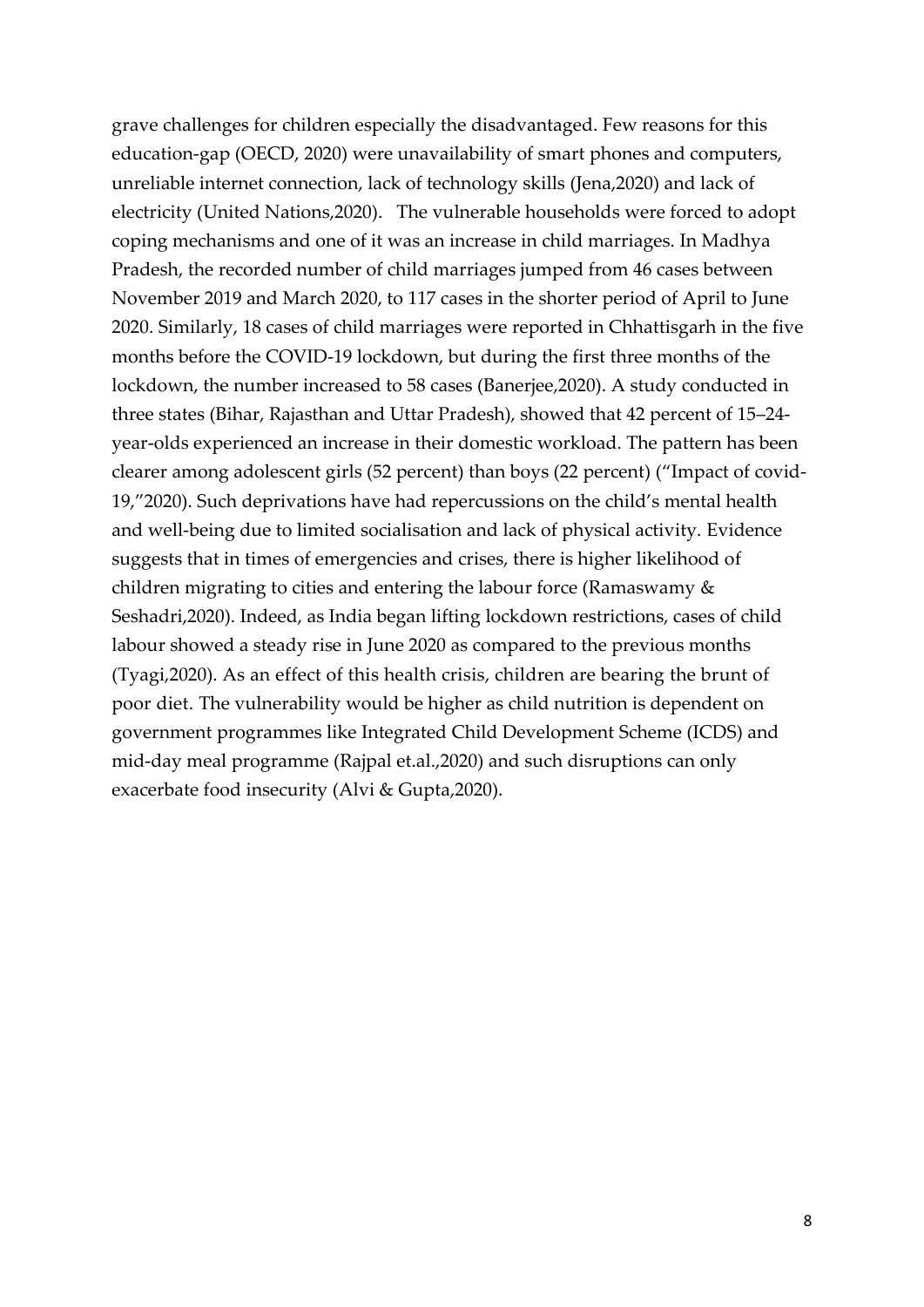grave challenges for children especially the disadvantaged. Few reasons for this education-gap (OECD, 2020) were unavailability of smart phones and computers, unreliable internet connection, lack of technology skills (Jena,2020) and lack of electricity (United Nations,2020). The vulnerable households were forced to adopt coping mechanisms and one of it was an increase in child marriages. In Madhya Pradesh, the recorded number of child marriages jumped from 46 cases between November 2019 and March 2020, to 117 cases in the shorter period of April to June 2020. Similarly, 18 cases of child marriages were reported in Chhattisgarh in the five months before the COVID-19 lockdown, but during the first three months of the lockdown, the number increased to 58 cases (Banerjee,2020). A study conducted in three states (Bihar, Rajasthan and Uttar Pradesh), showed that 42 percent of 15–24-year-olds experienced an increase in their domestic workload. The pattern has been clearer among adolescent girls (52 percent) than boys (22 percent) ("Impact of covid-19,"2020). Such deprivations have had repercussions on the child's mental health and well-being due to limited socialisation and lack of physical activity. Evidence suggests that in times of emergencies and crises, there is higher likelihood of children migrating to cities and entering the labour force (Ramaswamy & Seshadri,2020). Indeed, as India began lifting lockdown restrictions, cases of child labour showed a steady rise in June 2020 as compared to the previous months (Tyagi,2020). As an effect of this health crisis, children are bearing the brunt of poor diet. The vulnerability would be higher as child nutrition is dependent on government programmes like Integrated Child Development Scheme (ICDS) and mid-day meal programme (Rajpal et.al.,2020) and such disruptions can only exacerbate food insecurity (Alvi & Gupta,2020).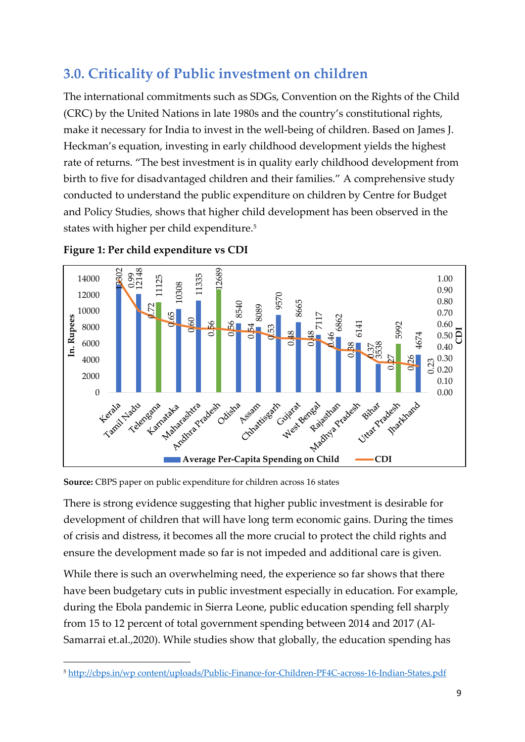## 3.0. Criticality of Public investment on children

The international commitments such as SDGs, Convention on the Rights of the Child (CRC) by the United Nations in late 1980s and the country's constitutional rights, make it necessary for India to invest in the well-being of children. Based on James J. Heckman's equation, investing in early childhood development yields the highest rate of returns. "The best investment is in quality early childhood development from birth to five for disadvantaged children and their families." A comprehensive study conducted to understand the public expenditure on children by Centre for Budget and Policy Studies, shows that higher child development has been observed in the states with higher per child expenditure.[5]

**Figure 1: Per child expenditure vs CDI**

| State | Average Per-Capita Spending on Child (In. Rupees) | CDI |
|---|---|---|
| Kerala | 13302 | 0.99 |
| Tamil Nadu | 12148 | 0.72 |
| Telengana | 11125 | 0.65 |
| Karnataka | 10308 | 0.60 |
| Maharashtra | 11335 | 0.56 |
| Andhra Pradesh | 12689 | 0.56 |
| Odisha | 8540 | 0.54 |
| Assam | 8089 | 0.53 |
| Chhattisgarh | 9570 | 0.48 |
| Gujarat | 8665 | 0.48 |
| West Bengal | 7117 | 0.46 |
| Rajasthan | 6862 | 0.38 |
| Madhya Pradesh | 6141 | 0.37 |
| Bihar | 3538 | 0.27 |
| Uttar Pradesh | 5992 | 0.26 |
| Jharkhand | 4674 | 0.23 |

**Source:** CBPS paper on public expenditure for children across 16 states

There is strong evidence suggesting that higher public investment is desirable for development of children that will have long term economic gains. During the times of crisis and distress, it becomes all the more crucial to protect the child rights and ensure the development made so far is not impeded and additional care is given.

While there is such an overwhelming need, the experience so far shows that there have been budgetary cuts in public investment especially in education. For example, during the Ebola pandemic in Sierra Leone, public education spending fell sharply from 15 to 12 percent of total government spending between 2014 and 2017 (Al-Samarrai et.al.,2020). While studies show that globally, the education spending has

---

[5] http://cbps.in/wp content/uploads/Public-Finance-for-Children-PF4C-across-16-Indian-States.pdf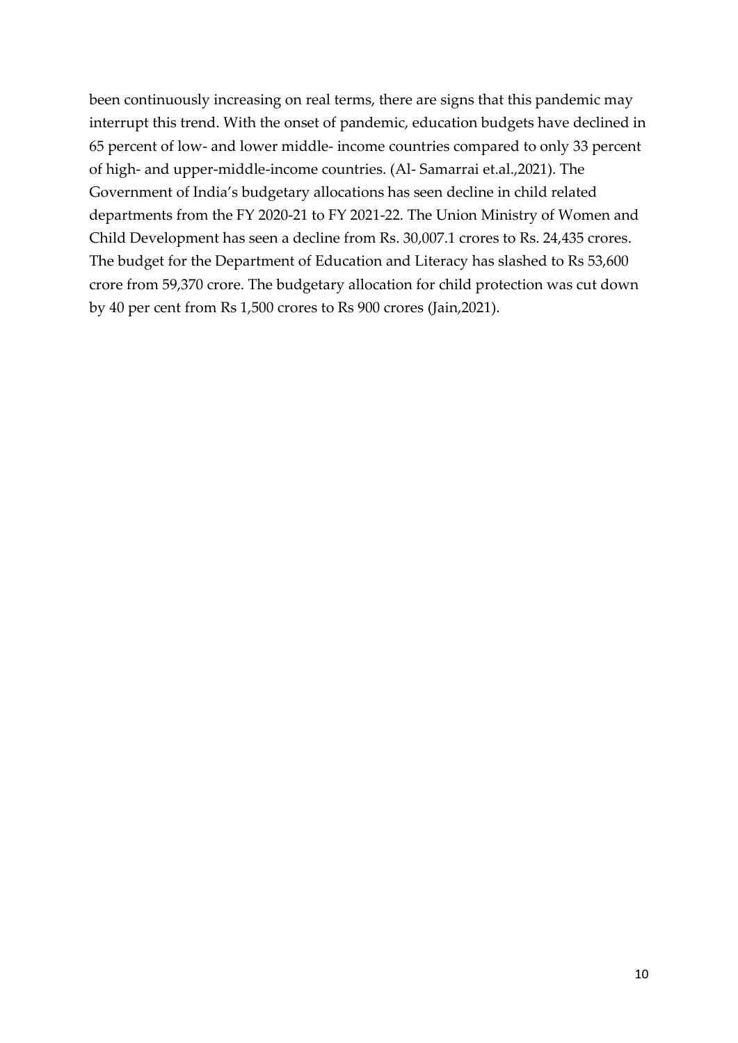been continuously increasing on real terms, there are signs that this pandemic may interrupt this trend. With the onset of pandemic, education budgets have declined in 65 percent of low- and lower middle- income countries compared to only 33 percent of high- and upper-middle-income countries. (Al- Samarrai et.al.,2021). The Government of India's budgetary allocations has seen decline in child related departments from the FY 2020-21 to FY 2021-22. The Union Ministry of Women and Child Development has seen a decline from Rs. 30,007.1 crores to Rs. 24,435 crores. The budget for the Department of Education and Literacy has slashed to Rs 53,600 crore from 59,370 crore. The budgetary allocation for child protection was cut down by 40 per cent from Rs 1,500 crores to Rs 900 crores (Jain,2021).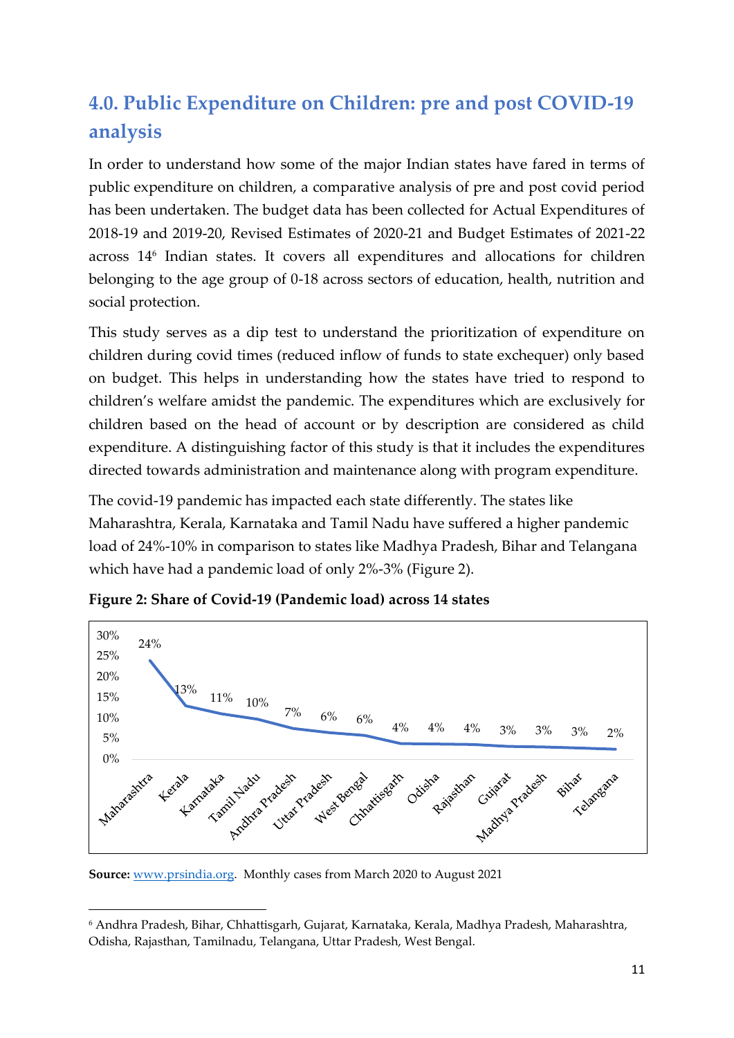## 4.0. Public Expenditure on Children: pre and post COVID-19 analysis

In order to understand how some of the major Indian states have fared in terms of public expenditure on children, a comparative analysis of pre and post covid period has been undertaken. The budget data has been collected for Actual Expenditures of 2018-19 and 2019-20, Revised Estimates of 2020-21 and Budget Estimates of 2021-22 across 14[6] Indian states. It covers all expenditures and allocations for children belonging to the age group of 0-18 across sectors of education, health, nutrition and social protection.

This study serves as a dip test to understand the prioritization of expenditure on children during covid times (reduced inflow of funds to state exchequer) only based on budget. This helps in understanding how the states have tried to respond to children's welfare amidst the pandemic. The expenditures which are exclusively for children based on the head of account or by description are considered as child expenditure. A distinguishing factor of this study is that it includes the expenditures directed towards administration and maintenance along with program expenditure.

The covid-19 pandemic has impacted each state differently. The states like Maharashtra, Kerala, Karnataka and Tamil Nadu have suffered a higher pandemic load of 24%-10% in comparison to states like Madhya Pradesh, Bihar and Telangana which have had a pandemic load of only 2%-3% (Figure 2).

**Figure 2: Share of Covid-19 (Pandemic load) across 14 states**

| State | Share |
|---|---|
| Maharashtra | 24% |
| Kerala | 13% |
| Karnataka | 11% |
| Tamil Nadu | 10% |
| Andhra Pradesh | 7% |
| Uttar Pradesh | 6% |
| West Bengal | 6% |
| Chhattisgarh | 4% |
| Odisha | 4% |
| Rajasthan | 4% |
| Gujarat | 3% |
| Madhya Pradesh | 3% |
| Bihar | 3% |
| Telangana | 2% |

**Source:** www.prsindia.org. Monthly cases from March 2020 to August 2021

[6] Andhra Pradesh, Bihar, Chhattisgarh, Gujarat, Karnataka, Kerala, Madhya Pradesh, Maharashtra, Odisha, Rajasthan, Tamilnadu, Telangana, Uttar Pradesh, West Bengal.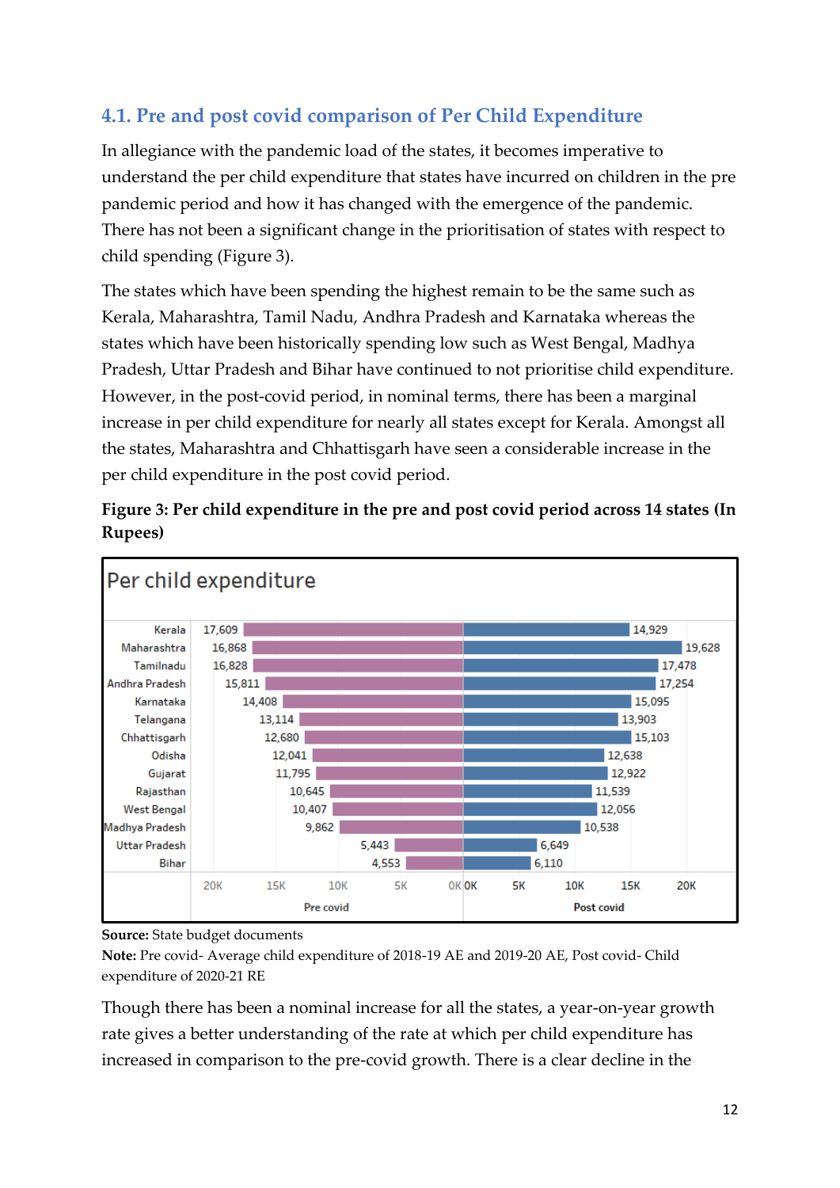## 4.1. Pre and post covid comparison of Per Child Expenditure

In allegiance with the pandemic load of the states, it becomes imperative to understand the per child expenditure that states have incurred on children in the pre pandemic period and how it has changed with the emergence of the pandemic. There has not been a significant change in the prioritisation of states with respect to child spending (Figure 3).

The states which have been spending the highest remain to be the same such as Kerala, Maharashtra, Tamil Nadu, Andhra Pradesh and Karnataka whereas the states which have been historically spending low such as West Bengal, Madhya Pradesh, Uttar Pradesh and Bihar have continued to not prioritise child expenditure. However, in the post-covid period, in nominal terms, there has been a marginal increase in per child expenditure for nearly all states except for Kerala. Amongst all the states, Maharashtra and Chhattisgarh have seen a considerable increase in the per child expenditure in the post covid period.

**Figure 3: Per child expenditure in the pre and post covid period across 14 states (In Rupees)**

Per child expenditure

| State | Pre covid | Post covid |
|---|---|---|
| Kerala | 17,609 | 14,929 |
| Maharashtra | 16,868 | 19,628 |
| Tamilnadu | 16,828 | 17,478 |
| Andhra Pradesh | 15,811 | 17,254 |
| Karnataka | 14,408 | 15,095 |
| Telangana | 13,114 | 13,903 |
| Chhattisgarh | 12,680 | 15,103 |
| Odisha | 12,041 | 12,638 |
| Gujarat | 11,795 | 12,922 |
| Rajasthan | 10,645 | 11,539 |
| West Bengal | 10,407 | 12,056 |
| Madhya Pradesh | 9,862 | 10,538 |
| Uttar Pradesh | 5,443 | 6,649 |
| Bihar | 4,553 | 6,110 |

**Source:** State budget documents

**Note:** Pre covid- Average child expenditure of 2018-19 AE and 2019-20 AE, Post covid- Child expenditure of 2020-21 RE

Though there has been a nominal increase for all the states, a year-on-year growth rate gives a better understanding of the rate at which per child expenditure has increased in comparison to the pre-covid growth. There is a clear decline in the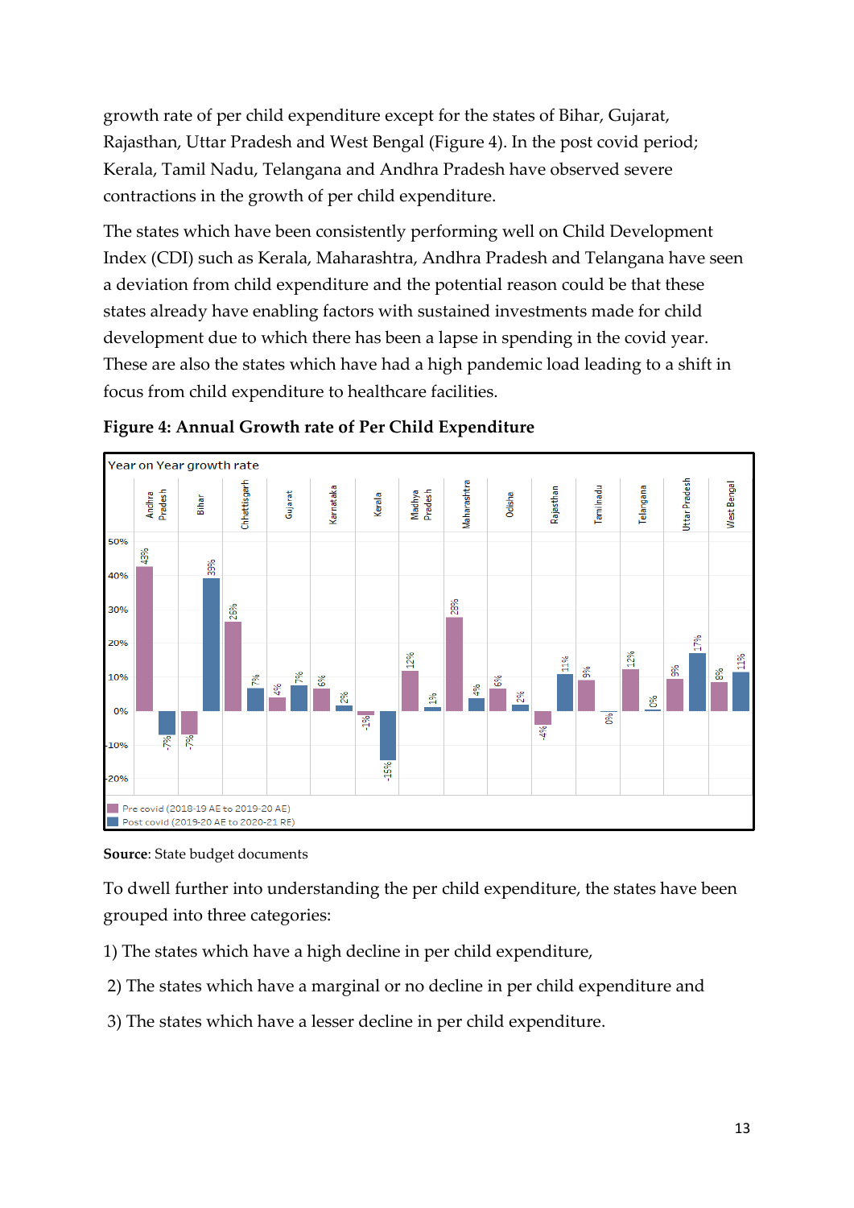growth rate of per child expenditure except for the states of Bihar, Gujarat, Rajasthan, Uttar Pradesh and West Bengal (Figure 4). In the post covid period; Kerala, Tamil Nadu, Telangana and Andhra Pradesh have observed severe contractions in the growth of per child expenditure.

The states which have been consistently performing well on Child Development Index (CDI) such as Kerala, Maharashtra, Andhra Pradesh and Telangana have seen a deviation from child expenditure and the potential reason could be that these states already have enabling factors with sustained investments made for child development due to which there has been a lapse in spending in the covid year. These are also the states which have had a high pandemic load leading to a shift in focus from child expenditure to healthcare facilities.

**Figure 4: Annual Growth rate of Per Child Expenditure**

Year on Year growth rate

| State | Pre covid (2018-19 AE to 2019-20 AE) | Post covid (2019-20 AE to 2020-21 RE) |
|---|---|---|
| Andhra Pradesh | 43% | -7% |
| Bihar | -7% | 39% |
| Chhattisgarh | 26% | 7% |
| Gujarat | 4% | 7% |
| Karnataka | 6% | 2% |
| Kerala | -1% | -15% |
| Madhya Pradesh | 12% | 1% |
| Maharashtra | 28% | 4% |
| Odisha | 6% | 2% |
| Rajasthan | -4% | 11% |
| Tamilnadu | 9% | 0% |
| Telangana | 12% | 0% |
| Uttar Pradesh | 9% | 17% |
| West Bengal | 8% | 11% |

**Source**: State budget documents

To dwell further into understanding the per child expenditure, the states have been grouped into three categories:

1) The states which have a high decline in per child expenditure,

2) The states which have a marginal or no decline in per child expenditure and

3) The states which have a lesser decline in per child expenditure.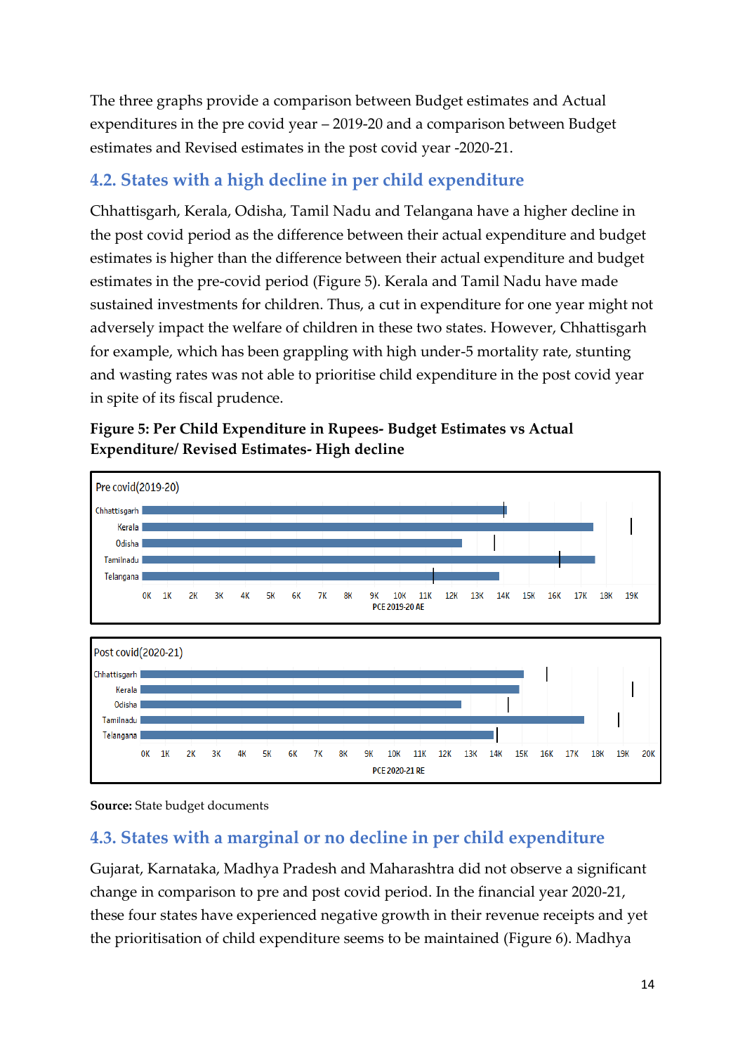The three graphs provide a comparison between Budget estimates and Actual expenditures in the pre covid year – 2019-20 and a comparison between Budget estimates and Revised estimates in the post covid year -2020-21.

## 4.2. States with a high decline in per child expenditure

Chhattisgarh, Kerala, Odisha, Tamil Nadu and Telangana have a higher decline in the post covid period as the difference between their actual expenditure and budget estimates is higher than the difference between their actual expenditure and budget estimates in the pre-covid period (Figure 5). Kerala and Tamil Nadu have made sustained investments for children. Thus, a cut in expenditure for one year might not adversely impact the welfare of children in these two states. However, Chhattisgarh for example, which has been grappling with high under-5 mortality rate, stunting and wasting rates was not able to prioritise child expenditure in the post covid year in spite of its fiscal prudence.

**Figure 5: Per Child Expenditure in Rupees- Budget Estimates vs Actual Expenditure/ Revised Estimates- High decline**

**Source:** State budget documents

## 4.3. States with a marginal or no decline in per child expenditure

Gujarat, Karnataka, Madhya Pradesh and Maharashtra did not observe a significant change in comparison to pre and post covid period. In the financial year 2020-21, these four states have experienced negative growth in their revenue receipts and yet the prioritisation of child expenditure seems to be maintained (Figure 6). Madhya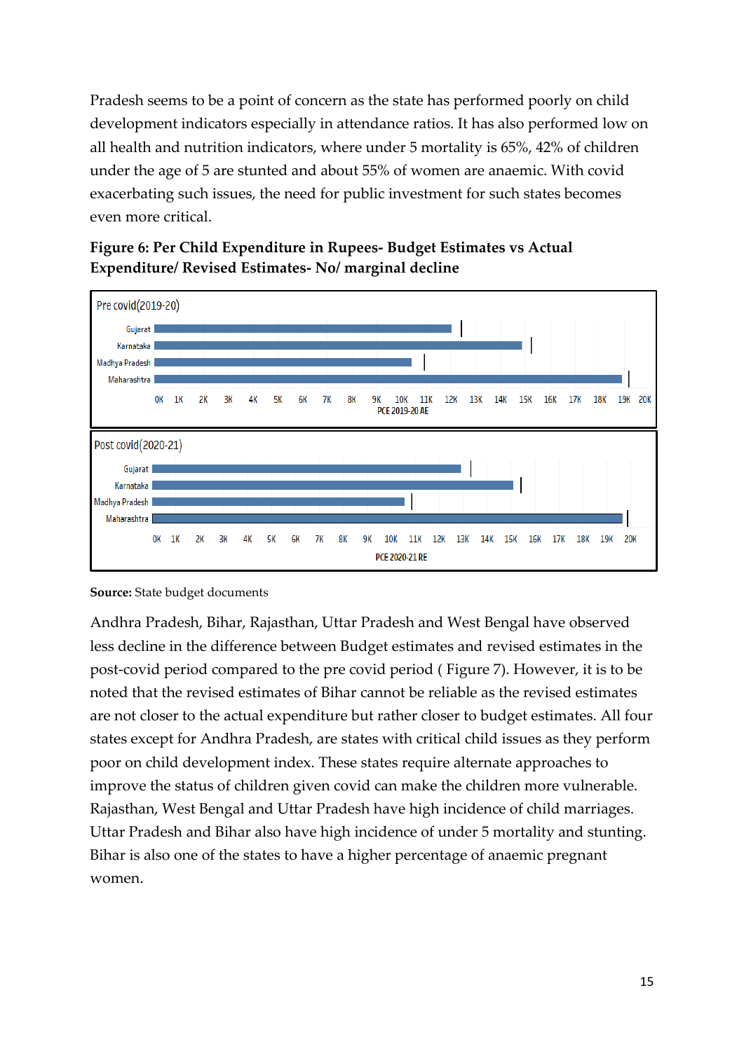Pradesh seems to be a point of concern as the state has performed poorly on child development indicators especially in attendance ratios. It has also performed low on all health and nutrition indicators, where under 5 mortality is 65%, 42% of children under the age of 5 are stunted and about 55% of women are anaemic. With covid exacerbating such issues, the need for public investment for such states becomes even more critical.

**Figure 6: Per Child Expenditure in Rupees- Budget Estimates vs Actual Expenditure/ Revised Estimates- No/ marginal decline**

Pre covid(2019-20)

Gujarat
Karnataka
Madhya Pradesh
Maharashtra

0K 1K 2K 3K 4K 5K 6K 7K 8K 9K 10K 11K 12K 13K 14K 15K 16K 17K 18K 19K 20K

PCE 2019-20 AE

Post covid(2020-21)

Gujarat
Karnataka
Madhya Pradesh
Maharashtra

0K 1K 2K 3K 4K 5K 6K 7K 8K 9K 10K 11K 12K 13K 14K 15K 16K 17K 18K 19K 20K

PCE 2020-21 RE

**Source:** State budget documents

Andhra Pradesh, Bihar, Rajasthan, Uttar Pradesh and West Bengal have observed less decline in the difference between Budget estimates and revised estimates in the post-covid period compared to the pre covid period ( Figure 7). However, it is to be noted that the revised estimates of Bihar cannot be reliable as the revised estimates are not closer to the actual expenditure but rather closer to budget estimates. All four states except for Andhra Pradesh, are states with critical child issues as they perform poor on child development index. These states require alternate approaches to improve the status of children given covid can make the children more vulnerable. Rajasthan, West Bengal and Uttar Pradesh have high incidence of child marriages. Uttar Pradesh and Bihar also have high incidence of under 5 mortality and stunting. Bihar is also one of the states to have a higher percentage of anaemic pregnant women.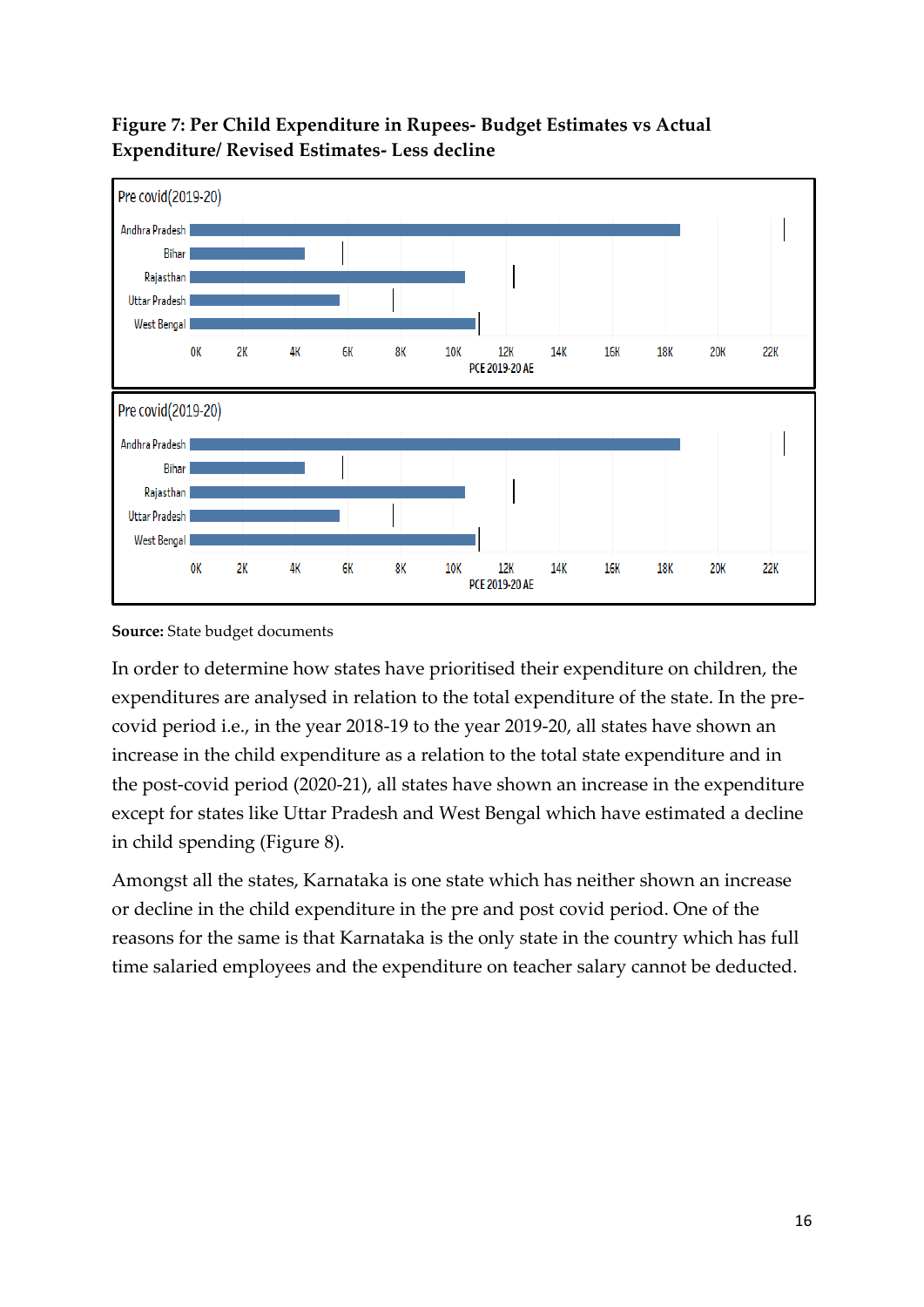**Figure 7: Per Child Expenditure in Rupees- Budget Estimates vs Actual Expenditure/ Revised Estimates- Less decline**

Pre covid(2019-20)

Andhra Pradesh
Bihar
Rajasthan
Uttar Pradesh
West Bengal

0K 2K 4K 6K 8K 10K 12K 14K 16K 18K 20K 22K

PCE 2019-20 AE

Pre covid(2019-20)

Andhra Pradesh
Bihar
Rajasthan
Uttar Pradesh
West Bengal

0K 2K 4K 6K 8K 10K 12K 14K 16K 18K 20K 22K

PCE 2019-20 AE

**Source:** State budget documents

In order to determine how states have prioritised their expenditure on children, the expenditures are analysed in relation to the total expenditure of the state. In the pre-covid period i.e., in the year 2018-19 to the year 2019-20, all states have shown an increase in the child expenditure as a relation to the total state expenditure and in the post-covid period (2020-21), all states have shown an increase in the expenditure except for states like Uttar Pradesh and West Bengal which have estimated a decline in child spending (Figure 8).

Amongst all the states, Karnataka is one state which has neither shown an increase or decline in the child expenditure in the pre and post covid period. One of the reasons for the same is that Karnataka is the only state in the country which has full time salaried employees and the expenditure on teacher salary cannot be deducted.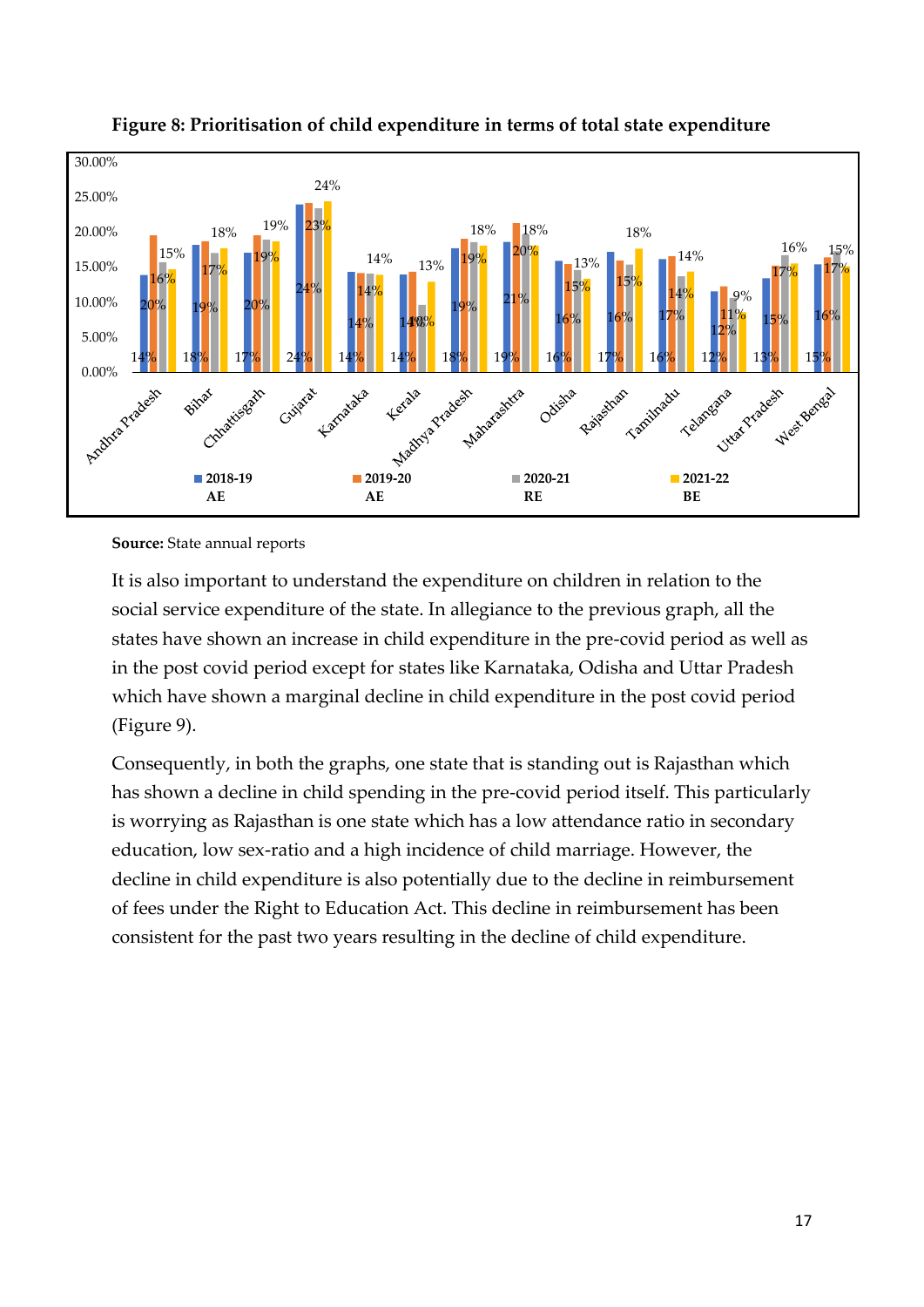**Figure 8: Prioritisation of child expenditure in terms of total state expenditure**

**Source:** State annual reports

It is also important to understand the expenditure on children in relation to the social service expenditure of the state. In allegiance to the previous graph, all the states have shown an increase in child expenditure in the pre-covid period as well as in the post covid period except for states like Karnataka, Odisha and Uttar Pradesh which have shown a marginal decline in child expenditure in the post covid period (Figure 9).

Consequently, in both the graphs, one state that is standing out is Rajasthan which has shown a decline in child spending in the pre-covid period itself. This particularly is worrying as Rajasthan is one state which has a low attendance ratio in secondary education, low sex-ratio and a high incidence of child marriage. However, the decline in child expenditure is also potentially due to the decline in reimbursement of fees under the Right to Education Act. This decline in reimbursement has been consistent for the past two years resulting in the decline of child expenditure.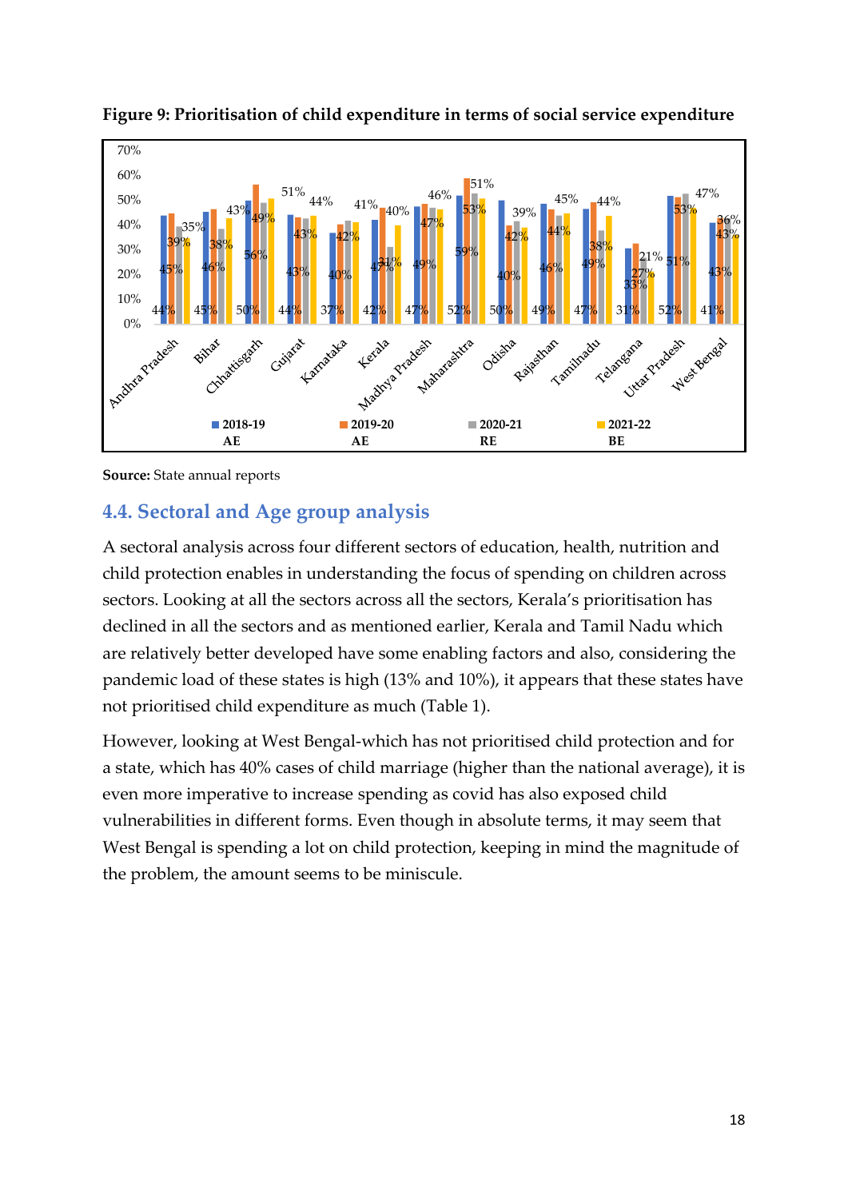**Figure 9: Prioritisation of child expenditure in terms of social service expenditure**

Source: State annual reports

## 4.4. Sectoral and Age group analysis

A sectoral analysis across four different sectors of education, health, nutrition and child protection enables in understanding the focus of spending on children across sectors. Looking at all the sectors across all the sectors, Kerala's prioritisation has declined in all the sectors and as mentioned earlier, Kerala and Tamil Nadu which are relatively better developed have some enabling factors and also, considering the pandemic load of these states is high (13% and 10%), it appears that these states have not prioritised child expenditure as much (Table 1).

However, looking at West Bengal-which has not prioritised child protection and for a state, which has 40% cases of child marriage (higher than the national average), it is even more imperative to increase spending as covid has also exposed child vulnerabilities in different forms. Even though in absolute terms, it may seem that West Bengal is spending a lot on child protection, keeping in mind the magnitude of the problem, the amount seems to be miniscule.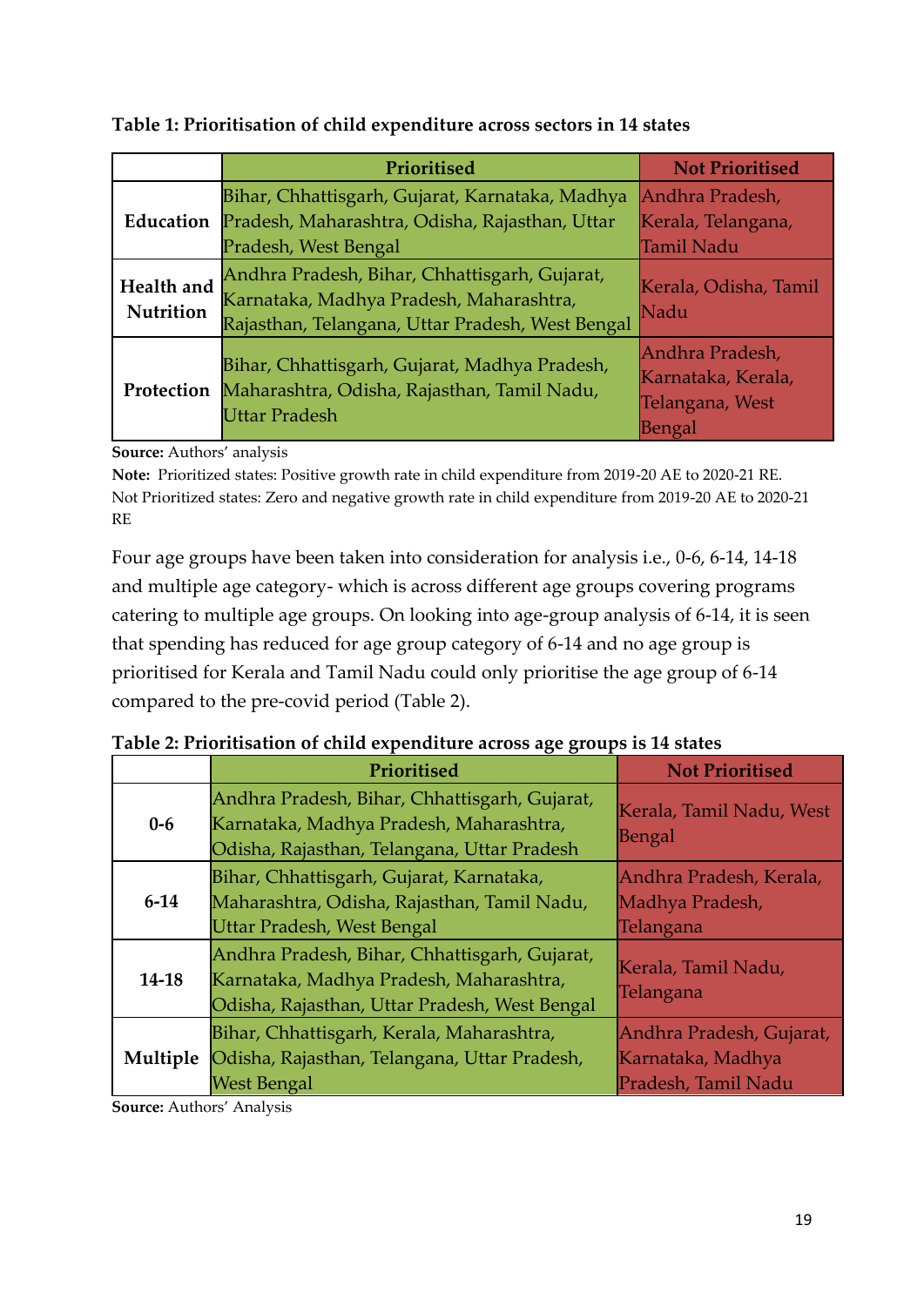**Table 1: Prioritisation of child expenditure across sectors in 14 states**

| | Prioritised | Not Prioritised |
|---|---|---|
| **Education** | Bihar, Chhattisgarh, Gujarat, Karnataka, Madhya Pradesh, Maharashtra, Odisha, Rajasthan, Uttar Pradesh, West Bengal | Andhra Pradesh, Kerala, Telangana, Tamil Nadu |
| **Health and Nutrition** | Andhra Pradesh, Bihar, Chhattisgarh, Gujarat, Karnataka, Madhya Pradesh, Maharashtra, Rajasthan, Telangana, Uttar Pradesh, West Bengal | Kerala, Odisha, Tamil Nadu |
| **Protection** | Bihar, Chhattisgarh, Gujarat, Madhya Pradesh, Maharashtra, Odisha, Rajasthan, Tamil Nadu, Uttar Pradesh | Andhra Pradesh, Karnataka, Kerala, Telangana, West Bengal |

**Source:** Authors' analysis

**Note:** Prioritized states: Positive growth rate in child expenditure from 2019-20 AE to 2020-21 RE. Not Prioritized states: Zero and negative growth rate in child expenditure from 2019-20 AE to 2020-21 RE

Four age groups have been taken into consideration for analysis i.e., 0-6, 6-14, 14-18 and multiple age category- which is across different age groups covering programs catering to multiple age groups. On looking into age-group analysis of 6-14, it is seen that spending has reduced for age group category of 6-14 and no age group is prioritised for Kerala and Tamil Nadu could only prioritise the age group of 6-14 compared to the pre-covid period (Table 2).

**Table 2: Prioritisation of child expenditure across age groups is 14 states**

| | Prioritised | Not Prioritised |
|---|---|---|
| **0-6** | Andhra Pradesh, Bihar, Chhattisgarh, Gujarat, Karnataka, Madhya Pradesh, Maharashtra, Odisha, Rajasthan, Telangana, Uttar Pradesh | Kerala, Tamil Nadu, West Bengal |
| **6-14** | Bihar, Chhattisgarh, Gujarat, Karnataka, Maharashtra, Odisha, Rajasthan, Tamil Nadu, Uttar Pradesh, West Bengal | Andhra Pradesh, Kerala, Madhya Pradesh, Telangana |
| **14-18** | Andhra Pradesh, Bihar, Chhattisgarh, Gujarat, Karnataka, Madhya Pradesh, Maharashtra, Odisha, Rajasthan, Uttar Pradesh, West Bengal | Kerala, Tamil Nadu, Telangana |
| **Multiple** | Bihar, Chhattisgarh, Kerala, Maharashtra, Odisha, Rajasthan, Telangana, Uttar Pradesh, West Bengal | Andhra Pradesh, Gujarat, Karnataka, Madhya Pradesh, Tamil Nadu |

**Source:** Authors' Analysis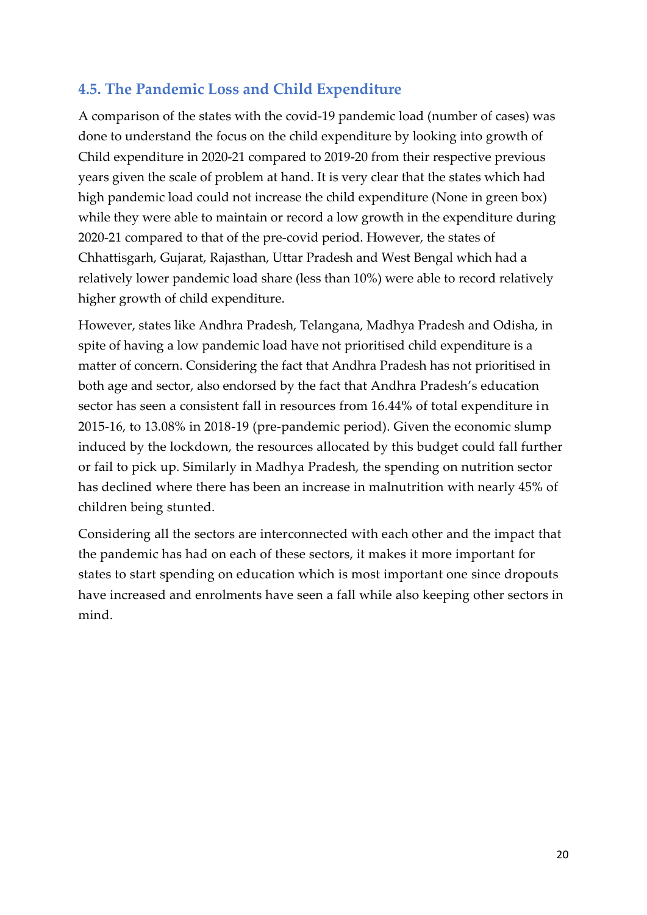## 4.5. The Pandemic Loss and Child Expenditure

A comparison of the states with the covid-19 pandemic load (number of cases) was done to understand the focus on the child expenditure by looking into growth of Child expenditure in 2020-21 compared to 2019-20 from their respective previous years given the scale of problem at hand. It is very clear that the states which had high pandemic load could not increase the child expenditure (None in green box) while they were able to maintain or record a low growth in the expenditure during 2020-21 compared to that of the pre-covid period. However, the states of Chhattisgarh, Gujarat, Rajasthan, Uttar Pradesh and West Bengal which had a relatively lower pandemic load share (less than 10%) were able to record relatively higher growth of child expenditure.

However, states like Andhra Pradesh, Telangana, Madhya Pradesh and Odisha, in spite of having a low pandemic load have not prioritised child expenditure is a matter of concern. Considering the fact that Andhra Pradesh has not prioritised in both age and sector, also endorsed by the fact that Andhra Pradesh's education sector has seen a consistent fall in resources from 16.44% of total expenditure in 2015-16, to 13.08% in 2018-19 (pre-pandemic period). Given the economic slump induced by the lockdown, the resources allocated by this budget could fall further or fail to pick up. Similarly in Madhya Pradesh, the spending on nutrition sector has declined where there has been an increase in malnutrition with nearly 45% of children being stunted.

Considering all the sectors are interconnected with each other and the impact that the pandemic has had on each of these sectors, it makes it more important for states to start spending on education which is most important one since dropouts have increased and enrolments have seen a fall while also keeping other sectors in mind.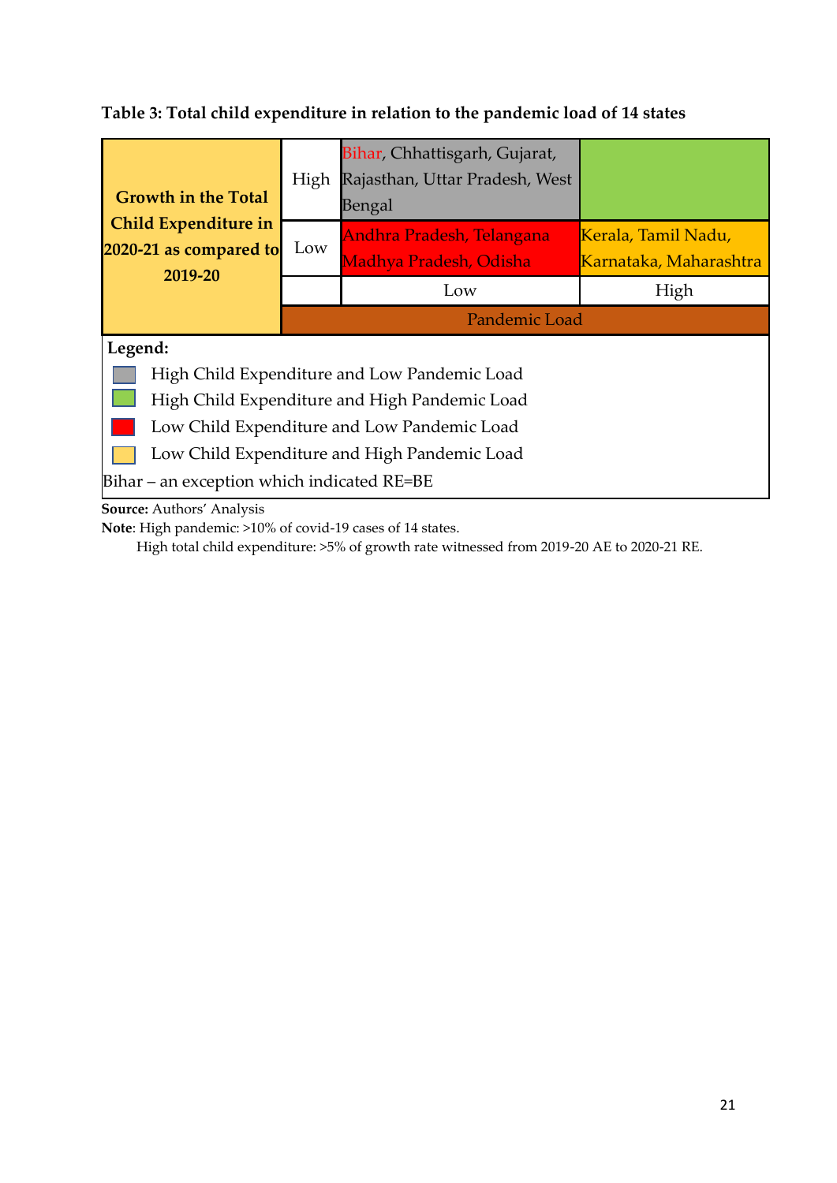**Table 3: Total child expenditure in relation to the pandemic load of 14 states**

| Growth in the Total Child Expenditure in 2020-21 as compared to 2019-20 | | Pandemic Load: Low | Pandemic Load: High |
|---|---|---|---|
| | High | Bihar, Chhattisgarh, Gujarat, Rajasthan, Uttar Pradesh, West Bengal | |
| | Low | Andhra Pradesh, Telangana Madhya Pradesh, Odisha | Kerala, Tamil Nadu, Karnataka, Maharashtra |

**Legend:**

- High Child Expenditure and Low Pandemic Load
- High Child Expenditure and High Pandemic Load
- Low Child Expenditure and Low Pandemic Load
- Low Child Expenditure and High Pandemic Load

Bihar – an exception which indicated RE=BE

**Source:** Authors' Analysis

**Note**: High pandemic: >10% of covid-19 cases of 14 states.
High total child expenditure: >5% of growth rate witnessed from 2019-20 AE to 2020-21 RE.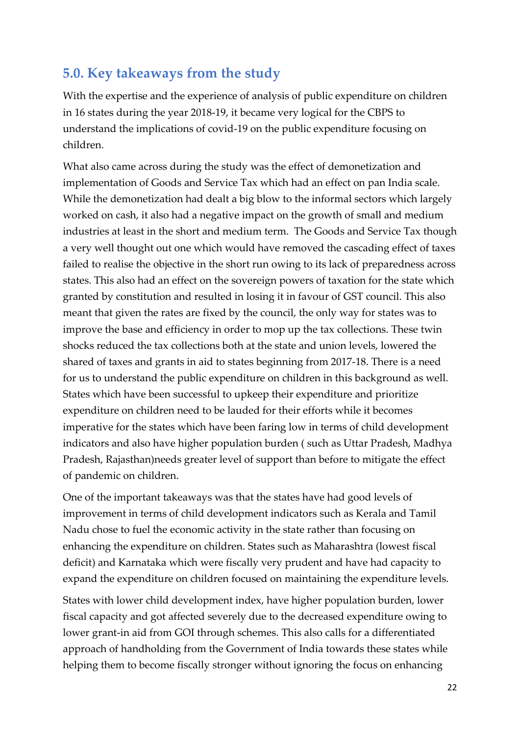## 5.0. Key takeaways from the study

With the expertise and the experience of analysis of public expenditure on children in 16 states during the year 2018-19, it became very logical for the CBPS to understand the implications of covid-19 on the public expenditure focusing on children.

What also came across during the study was the effect of demonetization and implementation of Goods and Service Tax which had an effect on pan India scale. While the demonetization had dealt a big blow to the informal sectors which largely worked on cash, it also had a negative impact on the growth of small and medium industries at least in the short and medium term. The Goods and Service Tax though a very well thought out one which would have removed the cascading effect of taxes failed to realise the objective in the short run owing to its lack of preparedness across states. This also had an effect on the sovereign powers of taxation for the state which granted by constitution and resulted in losing it in favour of GST council. This also meant that given the rates are fixed by the council, the only way for states was to improve the base and efficiency in order to mop up the tax collections. These twin shocks reduced the tax collections both at the state and union levels, lowered the shared of taxes and grants in aid to states beginning from 2017-18. There is a need for us to understand the public expenditure on children in this background as well. States which have been successful to upkeep their expenditure and prioritize expenditure on children need to be lauded for their efforts while it becomes imperative for the states which have been faring low in terms of child development indicators and also have higher population burden ( such as Uttar Pradesh, Madhya Pradesh, Rajasthan)needs greater level of support than before to mitigate the effect of pandemic on children.

One of the important takeaways was that the states have had good levels of improvement in terms of child development indicators such as Kerala and Tamil Nadu chose to fuel the economic activity in the state rather than focusing on enhancing the expenditure on children. States such as Maharashtra (lowest fiscal deficit) and Karnataka which were fiscally very prudent and have had capacity to expand the expenditure on children focused on maintaining the expenditure levels.

States with lower child development index, have higher population burden, lower fiscal capacity and got affected severely due to the decreased expenditure owing to lower grant-in aid from GOI through schemes. This also calls for a differentiated approach of handholding from the Government of India towards these states while helping them to become fiscally stronger without ignoring the focus on enhancing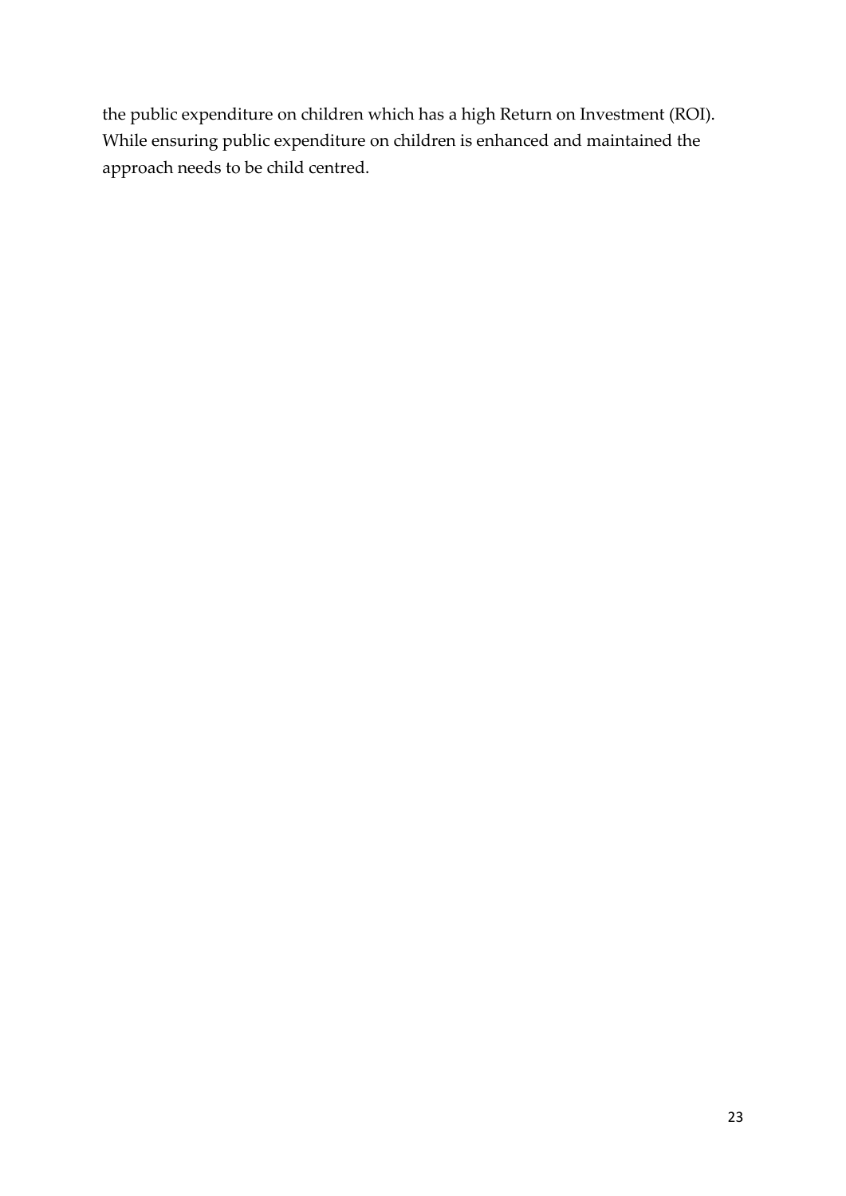the public expenditure on children which has a high Return on Investment (ROI). While ensuring public expenditure on children is enhanced and maintained the approach needs to be child centred.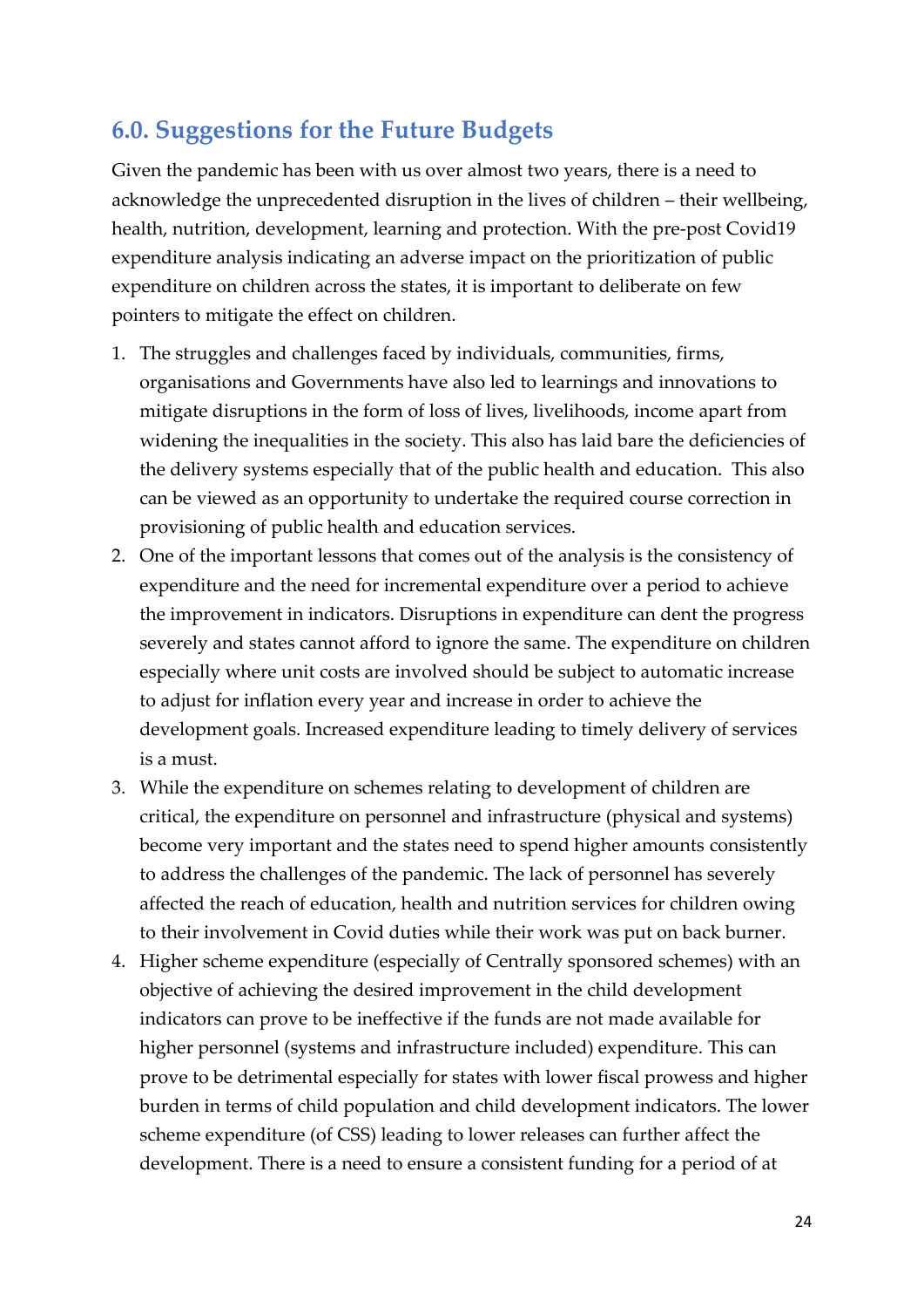## 6.0. Suggestions for the Future Budgets

Given the pandemic has been with us over almost two years, there is a need to acknowledge the unprecedented disruption in the lives of children – their wellbeing, health, nutrition, development, learning and protection. With the pre-post Covid19 expenditure analysis indicating an adverse impact on the prioritization of public expenditure on children across the states, it is important to deliberate on few pointers to mitigate the effect on children.

1. The struggles and challenges faced by individuals, communities, firms, organisations and Governments have also led to learnings and innovations to mitigate disruptions in the form of loss of lives, livelihoods, income apart from widening the inequalities in the society. This also has laid bare the deficiencies of the delivery systems especially that of the public health and education. This also can be viewed as an opportunity to undertake the required course correction in provisioning of public health and education services.
2. One of the important lessons that comes out of the analysis is the consistency of expenditure and the need for incremental expenditure over a period to achieve the improvement in indicators. Disruptions in expenditure can dent the progress severely and states cannot afford to ignore the same. The expenditure on children especially where unit costs are involved should be subject to automatic increase to adjust for inflation every year and increase in order to achieve the development goals. Increased expenditure leading to timely delivery of services is a must.
3. While the expenditure on schemes relating to development of children are critical, the expenditure on personnel and infrastructure (physical and systems) become very important and the states need to spend higher amounts consistently to address the challenges of the pandemic. The lack of personnel has severely affected the reach of education, health and nutrition services for children owing to their involvement in Covid duties while their work was put on back burner.
4. Higher scheme expenditure (especially of Centrally sponsored schemes) with an objective of achieving the desired improvement in the child development indicators can prove to be ineffective if the funds are not made available for higher personnel (systems and infrastructure included) expenditure. This can prove to be detrimental especially for states with lower fiscal prowess and higher burden in terms of child population and child development indicators. The lower scheme expenditure (of CSS) leading to lower releases can further affect the development. There is a need to ensure a consistent funding for a period of at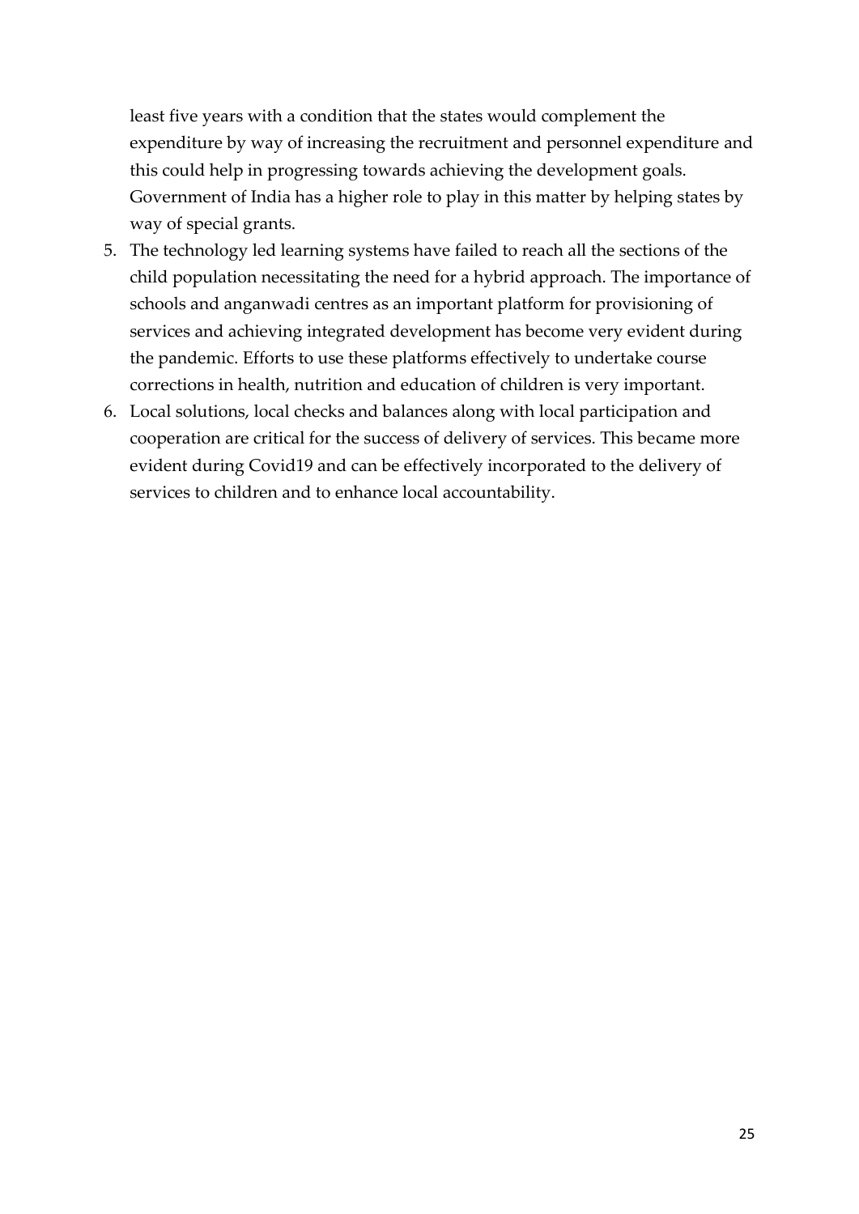least five years with a condition that the states would complement the expenditure by way of increasing the recruitment and personnel expenditure and this could help in progressing towards achieving the development goals. Government of India has a higher role to play in this matter by helping states by way of special grants.

5. The technology led learning systems have failed to reach all the sections of the child population necessitating the need for a hybrid approach. The importance of schools and anganwadi centres as an important platform for provisioning of services and achieving integrated development has become very evident during the pandemic. Efforts to use these platforms effectively to undertake course corrections in health, nutrition and education of children is very important.
6. Local solutions, local checks and balances along with local participation and cooperation are critical for the success of delivery of services. This became more evident during Covid19 and can be effectively incorporated to the delivery of services to children and to enhance local accountability.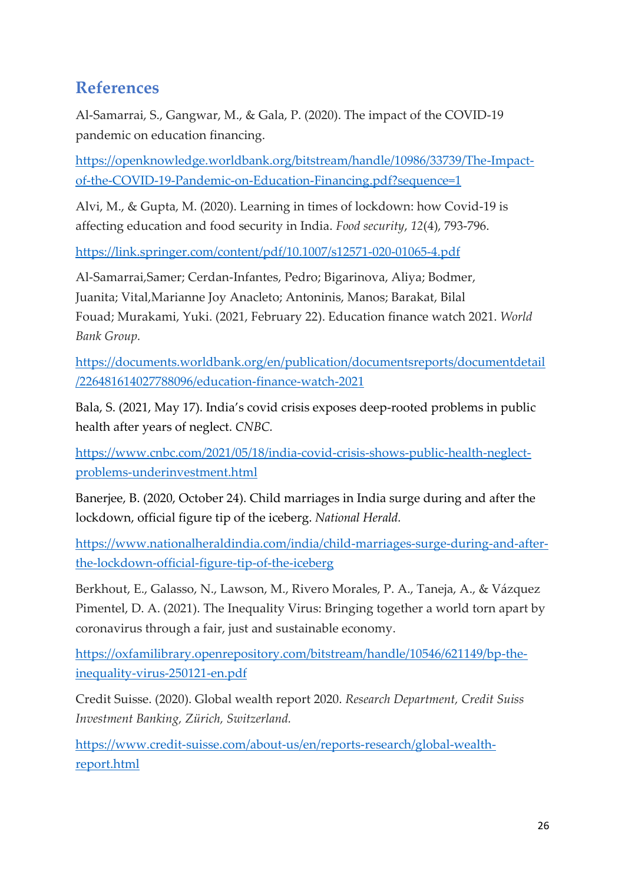## References

Al-Samarrai, S., Gangwar, M., & Gala, P. (2020). The impact of the COVID-19 pandemic on education financing.

https://openknowledge.worldbank.org/bitstream/handle/10986/33739/The-Impact-of-the-COVID-19-Pandemic-on-Education-Financing.pdf?sequence=1

Alvi, M., & Gupta, M. (2020). Learning in times of lockdown: how Covid-19 is affecting education and food security in India. *Food security*, *12*(4), 793-796.

https://link.springer.com/content/pdf/10.1007/s12571-020-01065-4.pdf

Al-Samarrai,Samer; Cerdan-Infantes, Pedro; Bigarinova, Aliya; Bodmer, Juanita; Vital,Marianne Joy Anacleto; Antoninis, Manos; Barakat, Bilal Fouad; Murakami, Yuki. (2021, February 22). Education finance watch 2021. *World Bank Group.*

https://documents.worldbank.org/en/publication/documentsreports/documentdetail/226481614027788096/education-finance-watch-2021

Bala, S. (2021, May 17). India's covid crisis exposes deep-rooted problems in public health after years of neglect. *CNBC.*

https://www.cnbc.com/2021/05/18/india-covid-crisis-shows-public-health-neglect-problems-underinvestment.html

Banerjee, B. (2020, October 24). Child marriages in India surge during and after the lockdown, official figure tip of the iceberg. *National Herald.*

https://www.nationalheraldindia.com/india/child-marriages-surge-during-and-after-the-lockdown-official-figure-tip-of-the-iceberg

Berkhout, E., Galasso, N., Lawson, M., Rivero Morales, P. A., Taneja, A., & Vázquez Pimentel, D. A. (2021). The Inequality Virus: Bringing together a world torn apart by coronavirus through a fair, just and sustainable economy.

https://oxfamilibrary.openrepository.com/bitstream/handle/10546/621149/bp-the-inequality-virus-250121-en.pdf

Credit Suisse. (2020). Global wealth report 2020. *Research Department, Credit Suiss Investment Banking, Zürich, Switzerland.*

https://www.credit-suisse.com/about-us/en/reports-research/global-wealth-report.html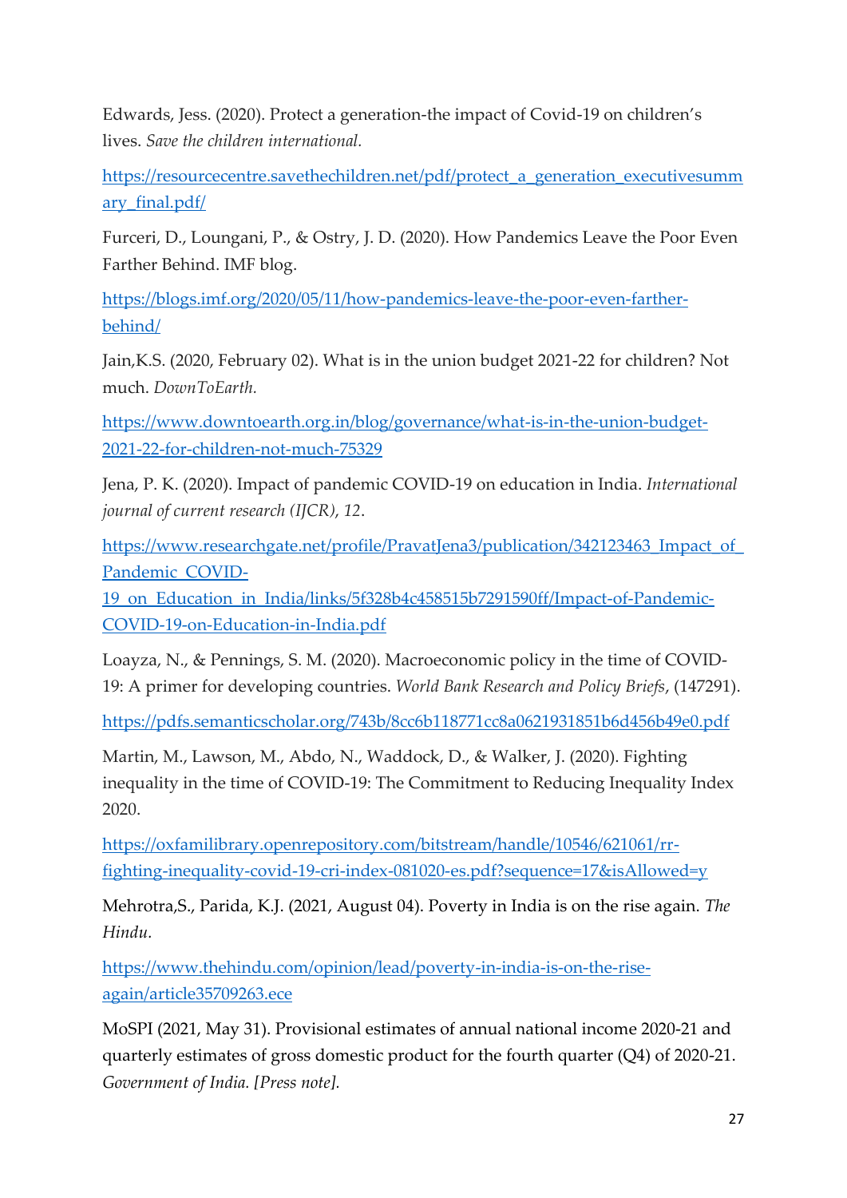Edwards, Jess. (2020). Protect a generation-the impact of Covid-19 on children's lives. *Save the children international.*

https://resourcentre.savethechildren.net/pdf/protect_a_generation_executivesummary_final.pdf/

Furceri, D., Loungani, P., & Ostry, J. D. (2020). How Pandemics Leave the Poor Even Farther Behind. IMF blog.

https://blogs.imf.org/2020/05/11/how-pandemics-leave-the-poor-even-farther-behind/

Jain,K.S. (2020, February 02). What is in the union budget 2021-22 for children? Not much. *DownToEarth.*

https://www.downtoearth.org.in/blog/governance/what-is-in-the-union-budget-2021-22-for-children-not-much-75329

Jena, P. K. (2020). Impact of pandemic COVID-19 on education in India. *International journal of current research (IJCR)*, *12*.

https://www.researchgate.net/profile/PravatJena3/publication/342123463_Impact_of_Pandemic_COVID-19_on_Education_in_India/links/5f328b4c458515b7291590ff/Impact-of-Pandemic-COVID-19-on-Education-in-India.pdf

Loayza, N., & Pennings, S. M. (2020). Macroeconomic policy in the time of COVID-19: A primer for developing countries. *World Bank Research and Policy Briefs*, (147291).

https://pdfs.semanticscholar.org/743b/8cc6b118771cc8a0621931851b6d456b49e0.pdf

Martin, M., Lawson, M., Abdo, N., Waddock, D., & Walker, J. (2020). Fighting inequality in the time of COVID-19: The Commitment to Reducing Inequality Index 2020.

https://oxfamilibrary.openrepository.com/bitstream/handle/10546/621061/rr-fighting-inequality-covid-19-cri-index-081020-es.pdf?sequence=17&isAllowed=y

Mehrotra,S., Parida, K.J. (2021, August 04). Poverty in India is on the rise again. *The Hindu.*

https://www.thehindu.com/opinion/lead/poverty-in-india-is-on-the-rise-again/article35709263.ece

MoSPI (2021, May 31). Provisional estimates of annual national income 2020-21 and quarterly estimates of gross domestic product for the fourth quarter (Q4) of 2020-21. *Government of India. [Press note].*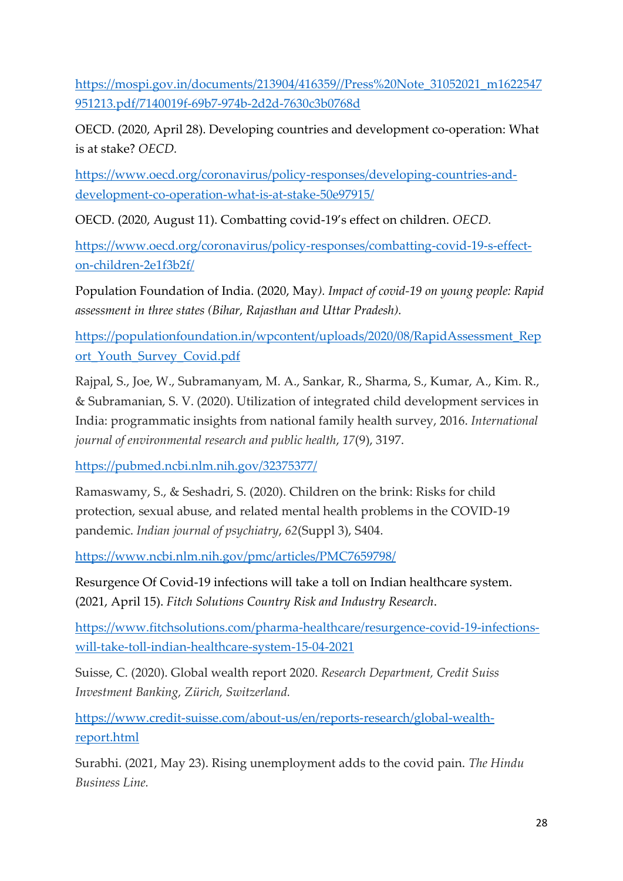https://mospi.gov.in/documents/213904/416359//Press%20Note_31052021_m1622547951213.pdf/7140019f-69b7-974b-2d2d-7630c3b0768d

OECD. (2020, April 28). Developing countries and development co-operation: What is at stake? *OECD.*

https://www.oecd.org/coronavirus/policy-responses/developing-countries-and-development-co-operation-what-is-at-stake-50e97915/

OECD. (2020, August 11). Combatting covid-19's effect on children. *OECD.*

https://www.oecd.org/coronavirus/policy-responses/combatting-covid-19-s-effect-on-children-2e1f3b2f/

Population Foundation of India. (2020, May*). Impact of covid-19 on young people: Rapid assessment in three states (Bihar, Rajasthan and Uttar Pradesh).*

https://populationfoundation.in/wpcontent/uploads/2020/08/RapidAssessment_Report_Youth_Survey_Covid.pdf

Rajpal, S., Joe, W., Subramanyam, M. A., Sankar, R., Sharma, S., Kumar, A., Kim. R., & Subramanian, S. V. (2020). Utilization of integrated child development services in India: programmatic insights from national family health survey, 2016. *International journal of environmental research and public health*, *17*(9), 3197.

https://pubmed.ncbi.nlm.nih.gov/32375377/

Ramaswamy, S., & Seshadri, S. (2020). Children on the brink: Risks for child protection, sexual abuse, and related mental health problems in the COVID-19 pandemic. *Indian journal of psychiatry*, *62*(Suppl 3), S404.

https://www.ncbi.nlm.nih.gov/pmc/articles/PMC7659798/

Resurgence Of Covid-19 infections will take a toll on Indian healthcare system. (2021, April 15). *Fitch Solutions Country Risk and Industry Research*.

https://www.fitchsolutions.com/pharma-healthcare/resurgence-covid-19-infections-will-take-toll-indian-healthcare-system-15-04-2021

Suisse, C. (2020). Global wealth report 2020. *Research Department, Credit Suiss Investment Banking, Zürich, Switzerland.*

https://www.credit-suisse.com/about-us/en/reports-research/global-wealth-report.html

Surabhi. (2021, May 23). Rising unemployment adds to the covid pain. *The Hindu Business Line.*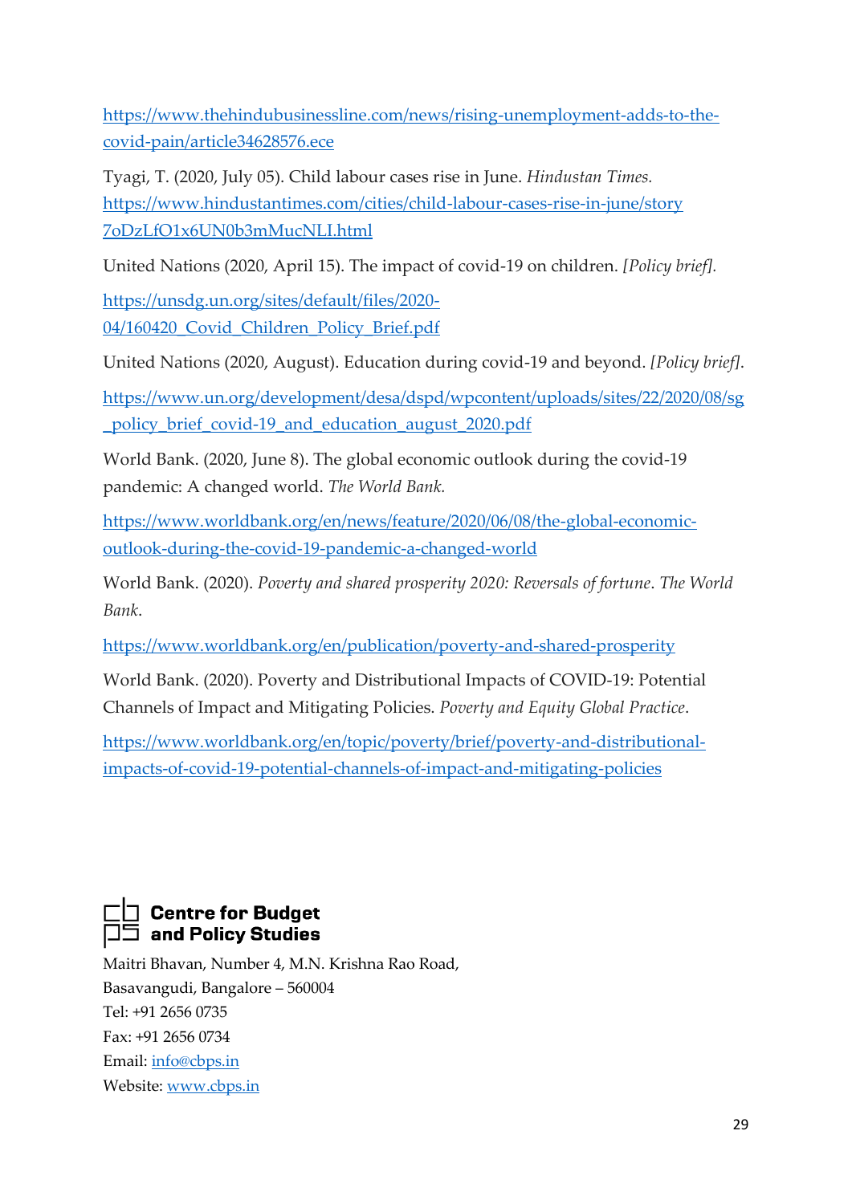https://www.thehindubusinessline.com/news/rising-unemployment-adds-to-the-covid-pain/article34628576.ece

Tyagi, T. (2020, July 05). Child labour cases rise in June. *Hindustan Times.* https://www.hindustantimes.com/cities/child-labour-cases-rise-in-june/story 7oDzLfO1x6UN0b3mMucNLI.html

United Nations (2020, April 15). The impact of covid-19 on children. *[Policy brief].*

https://unsdg.un.org/sites/default/files/2020-04/160420_Covid_Children_Policy_Brief.pdf

United Nations (2020, August). Education during covid-19 and beyond. *[Policy brief].*

https://www.un.org/development/desa/dspd/wpcontent/uploads/sites/22/2020/08/sg_policy_brief_covid-19_and_education_august_2020.pdf

World Bank. (2020, June 8). The global economic outlook during the covid-19 pandemic: A changed world. *The World Bank.*

https://www.worldbank.org/en/news/feature/2020/06/08/the-global-economic-outlook-during-the-covid-19-pandemic-a-changed-world

World Bank. (2020). *Poverty and shared prosperity 2020: Reversals of fortune*. The World Bank.

https://www.worldbank.org/en/publication/poverty-and-shared-prosperity

World Bank. (2020). Poverty and Distributional Impacts of COVID-19: Potential Channels of Impact and Mitigating Policies. *Poverty and Equity Global Practice*.

https://www.worldbank.org/en/topic/poverty/brief/poverty-and-distributional-impacts-of-covid-19-potential-channels-of-impact-and-mitigating-policies

**Centre for Budget and Policy Studies**

Maitri Bhavan, Number 4, M.N. Krishna Rao Road,
Basavangudi, Bangalore – 560004
Tel: +91 2656 0735
Fax: +91 2656 0734
Email: info@cbps.in
Website: www.cbps.in